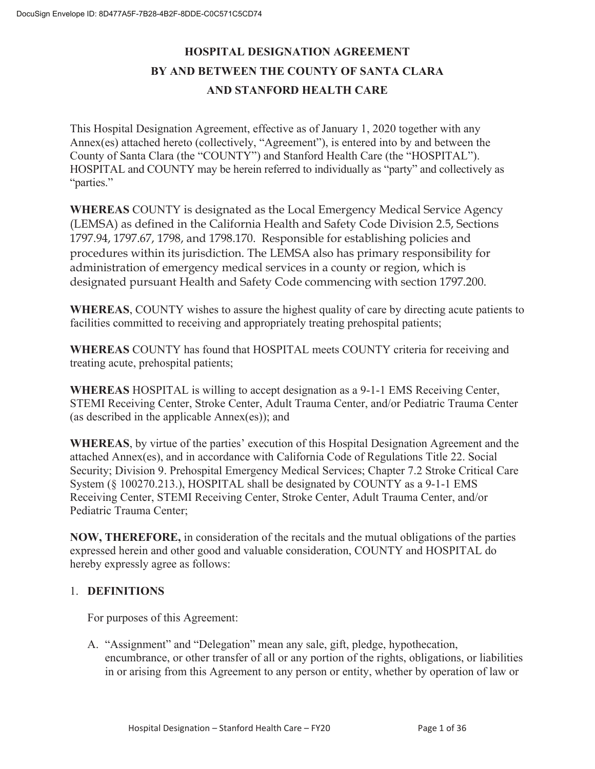# HOSPITAL DESIGNATION AGREEMENT BY AND BETWEEN THE COUNTY OF SANTA CLARA AND STANFORD HEALTH CARE

This Hospital Designation Agreement, effective as of January 1, 2020 together with any Annex(es) attached hereto (collectively, "Agreement"), is entered into by and between the County of Santa Clara (the "COUNTY") and Stanford Health Care (the "HOSPITAL"). HOSPITAL and COUNTY may be herein referred to individually as "party" and collectively as "parties."

**WHEREAS** COUNTY is designated as the Local Emergency Medical Service Agency (LEMSA) as defined in the California Health and Safety Code Division 2.5, Sections 1797.94, 1797.67, 1798, and 1798.170. Responsible for establishing policies and procedures within its jurisdiction. The LEMSA also has primary responsibility for administration of emergency medical services in a county or region, which is designated pursuant Health and Safety Code commencing with section 1797.200.

**WHEREAS**, COUNTY wishes to assure the highest quality of care by directing acute patients to facilities committed to receiving and appropriately treating prehospital patients;

**WHEREAS** COUNTY has found that HOSPITAL meets COUNTY criteria for receiving and treating acute, prehospital patients;

**WHEREAS** HOSPITAL is willing to accept designation as a 9-1-1 EMS Receiving Center, STEMI Receiving Center, Stroke Center, Adult Trauma Center, and/or Pediatric Trauma Center (as described in the applicable Annex(es)); and

**WHEREAS**, by virtue of the parties' execution of this Hospital Designation Agreement and the attached Annex(es), and in accordance with California Code of Regulations Title 22. Social Security; Division 9. Prehospital Emergency Medical Services; Chapter 7.2 Stroke Critical Care System (§ 100270.213.), HOSPITAL shall be designated by COUNTY as a 9-1-1 EMS Receiving Center, STEMI Receiving Center, Stroke Center, Adult Trauma Center, and/or Pediatric Trauma Center;

**NOW, THEREFORE,** in consideration of the recitals and the mutual obligations of the parties expressed herein and other good and valuable consideration, COUNTY and HOSPITAL do hereby expressly agree as follows:

## 1. DEFINITIONS

For purposes of this Agreement:

A. "Assignment" and "Delegation" mean any sale, gift, pledge, hypothecation, encumbrance, or other transfer of all or any portion of the rights, obligations, or liabilities in or arising from this Agreement to any person or entity, whether by operation of law or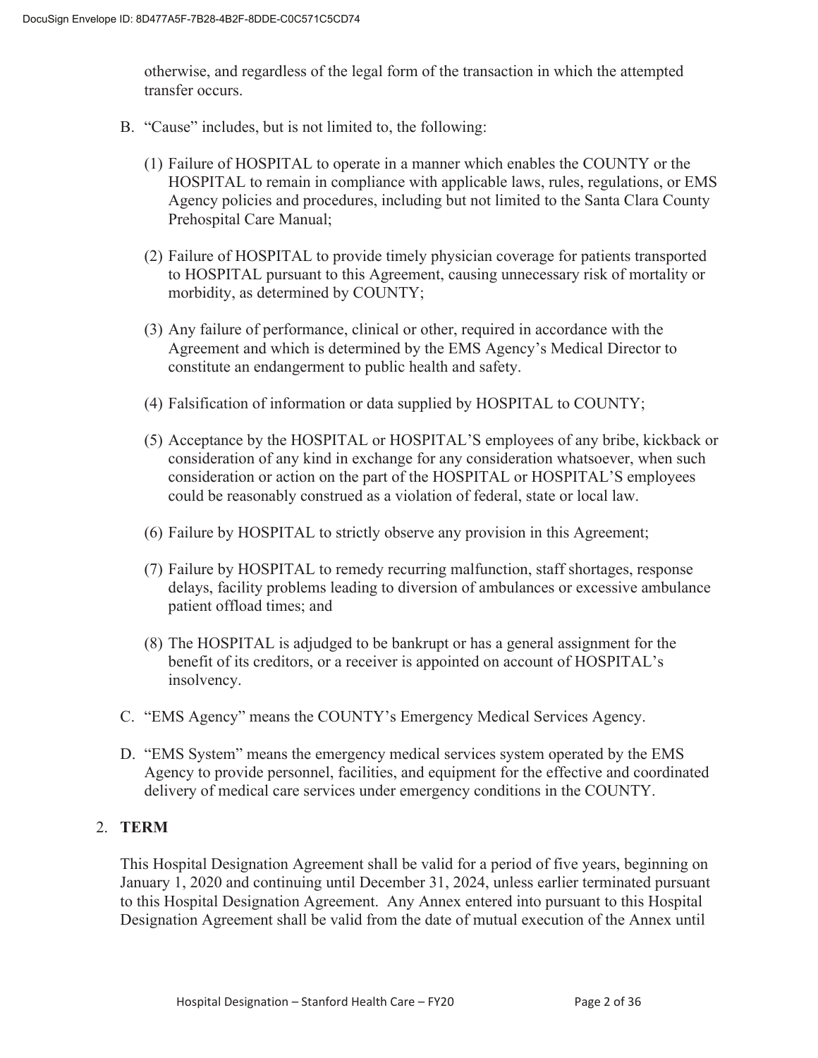otherwise, and regardless of the legal form of the transaction in which the attempted transfer occurs.

B. "Cause" includes, but is not limited to, the following:

   (1) Failure of HOSPITAL to operate in a manner which enables the COUNTY or the HOSPITAL to remain in compliance with applicable laws, rules, regulations, or EMS Agency policies and procedures, including but not limited to the Santa Clara County Prehospital Care Manual;

   (2) Failure of HOSPITAL to provide timely physician coverage for patients transported to HOSPITAL pursuant to this Agreement, causing unnecessary risk of mortality or morbidity, as determined by COUNTY;

   (3) Any failure of performance, clinical or other, required in accordance with the Agreement and which is determined by the EMS Agency's Medical Director to constitute an endangerment to public health and safety.

   (4) Falsification of information or data supplied by HOSPITAL to COUNTY;

   (5) Acceptance by the HOSPITAL or HOSPITAL'S employees of any bribe, kickback or consideration of any kind in exchange for any consideration whatsoever, when such consideration or action on the part of the HOSPITAL or HOSPITAL'S employees could be reasonably construed as a violation of federal, state or local law.

   (6) Failure by HOSPITAL to strictly observe any provision in this Agreement;

   (7) Failure by HOSPITAL to remedy recurring malfunction, staff shortages, response delays, facility problems leading to diversion of ambulances or excessive ambulance patient offload times; and

   (8) The HOSPITAL is adjudged to be bankrupt or has a general assignment for the benefit of its creditors, or a receiver is appointed on account of HOSPITAL's insolvency.

C. "EMS Agency" means the COUNTY's Emergency Medical Services Agency.

D. "EMS System" means the emergency medical services system operated by the EMS Agency to provide personnel, facilities, and equipment for the effective and coordinated delivery of medical care services under emergency conditions in the COUNTY.

## 2. TERM

This Hospital Designation Agreement shall be valid for a period of five years, beginning on January 1, 2020 and continuing until December 31, 2024, unless earlier terminated pursuant to this Hospital Designation Agreement. Any Annex entered into pursuant to this Hospital Designation Agreement shall be valid from the date of mutual execution of the Annex until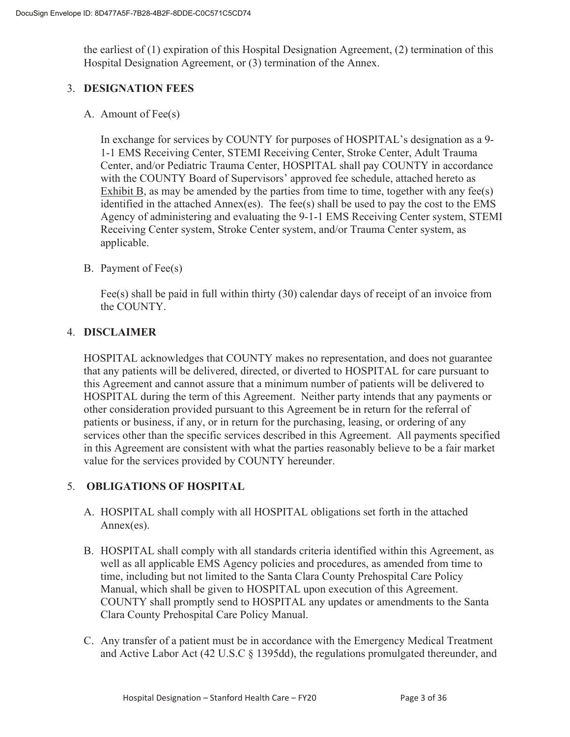the earliest of (1) expiration of this Hospital Designation Agreement, (2) termination of this Hospital Designation Agreement, or (3) termination of the Annex.

3. **DESIGNATION FEES**

   A. Amount of Fee(s)

      In exchange for services by COUNTY for purposes of HOSPITAL's designation as a 9-1-1 EMS Receiving Center, STEMI Receiving Center, Stroke Center, Adult Trauma Center, and/or Pediatric Trauma Center, HOSPITAL shall pay COUNTY in accordance with the COUNTY Board of Supervisors' approved fee schedule, attached hereto as Exhibit B, as may be amended by the parties from time to time, together with any fee(s) identified in the attached Annex(es). The fee(s) shall be used to pay the cost to the EMS Agency of administering and evaluating the 9-1-1 EMS Receiving Center system, STEMI Receiving Center system, Stroke Center system, and/or Trauma Center system, as applicable.

   B. Payment of Fee(s)

      Fee(s) shall be paid in full within thirty (30) calendar days of receipt of an invoice from the COUNTY.

4. **DISCLAIMER**

   HOSPITAL acknowledges that COUNTY makes no representation, and does not guarantee that any patients will be delivered, directed, or diverted to HOSPITAL for care pursuant to this Agreement and cannot assure that a minimum number of patients will be delivered to HOSPITAL during the term of this Agreement. Neither party intends that any payments or other consideration provided pursuant to this Agreement be in return for the referral of patients or business, if any, or in return for the purchasing, leasing, or ordering of any services other than the specific services described in this Agreement. All payments specified in this Agreement are consistent with what the parties reasonably believe to be a fair market value for the services provided by COUNTY hereunder.

5. **OBLIGATIONS OF HOSPITAL**

   A. HOSPITAL shall comply with all HOSPITAL obligations set forth in the attached Annex(es).

   B. HOSPITAL shall comply with all standards criteria identified within this Agreement, as well as all applicable EMS Agency policies and procedures, as amended from time to time, including but not limited to the Santa Clara County Prehospital Care Policy Manual, which shall be given to HOSPITAL upon execution of this Agreement. COUNTY shall promptly send to HOSPITAL any updates or amendments to the Santa Clara County Prehospital Care Policy Manual.

   C. Any transfer of a patient must be in accordance with the Emergency Medical Treatment and Active Labor Act (42 U.S.C § 1395dd), the regulations promulgated thereunder, and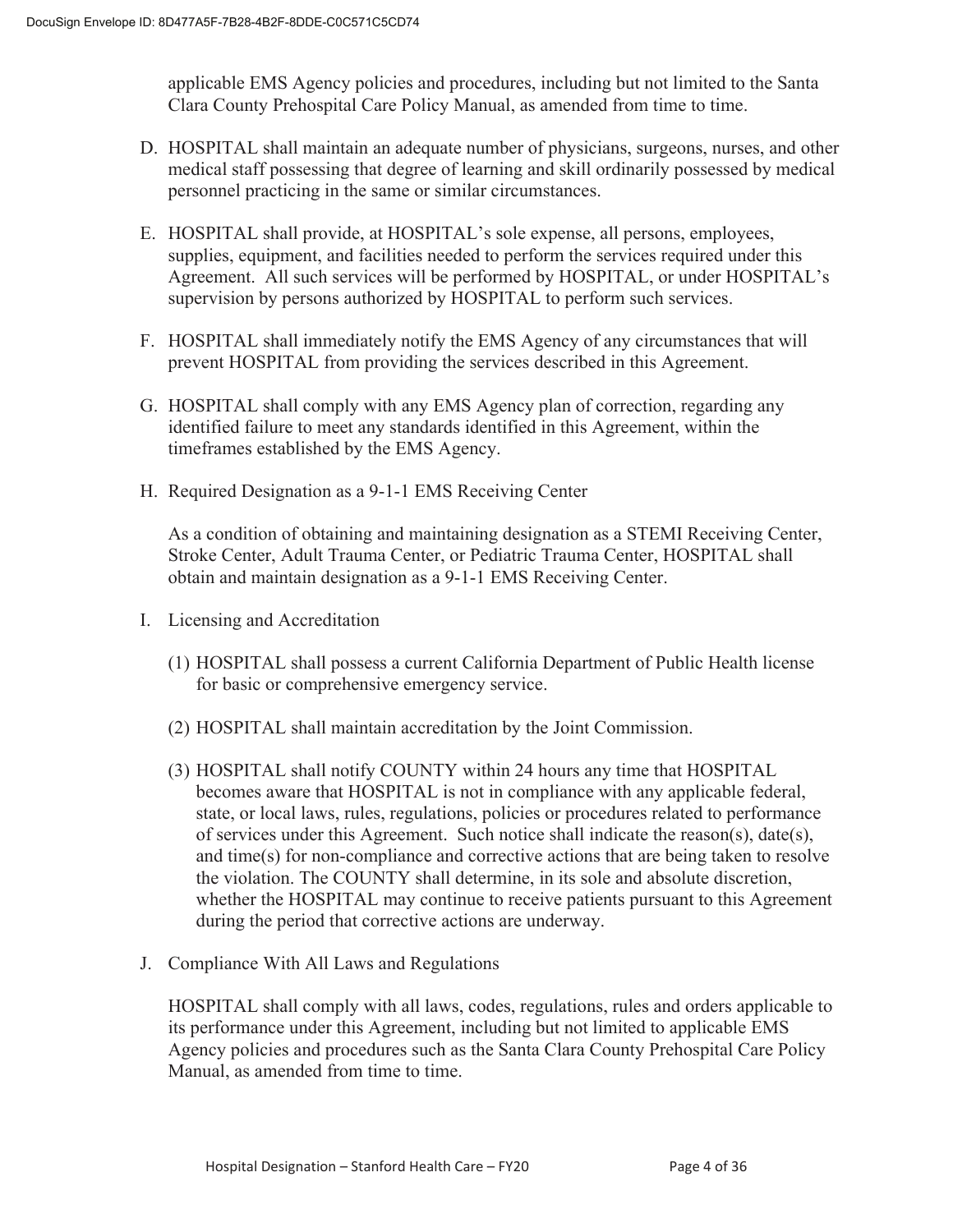applicable EMS Agency policies and procedures, including but not limited to the Santa Clara County Prehospital Care Policy Manual, as amended from time to time.

D. HOSPITAL shall maintain an adequate number of physicians, surgeons, nurses, and other medical staff possessing that degree of learning and skill ordinarily possessed by medical personnel practicing in the same or similar circumstances.

E. HOSPITAL shall provide, at HOSPITAL's sole expense, all persons, employees, supplies, equipment, and facilities needed to perform the services required under this Agreement. All such services will be performed by HOSPITAL, or under HOSPITAL's supervision by persons authorized by HOSPITAL to perform such services.

F. HOSPITAL shall immediately notify the EMS Agency of any circumstances that will prevent HOSPITAL from providing the services described in this Agreement.

G. HOSPITAL shall comply with any EMS Agency plan of correction, regarding any identified failure to meet any standards identified in this Agreement, within the timeframes established by the EMS Agency.

H. Required Designation as a 9-1-1 EMS Receiving Center

   As a condition of obtaining and maintaining designation as a STEMI Receiving Center, Stroke Center, Adult Trauma Center, or Pediatric Trauma Center, HOSPITAL shall obtain and maintain designation as a 9-1-1 EMS Receiving Center.

I. Licensing and Accreditation

   (1) HOSPITAL shall possess a current California Department of Public Health license for basic or comprehensive emergency service.

   (2) HOSPITAL shall maintain accreditation by the Joint Commission.

   (3) HOSPITAL shall notify COUNTY within 24 hours any time that HOSPITAL becomes aware that HOSPITAL is not in compliance with any applicable federal, state, or local laws, rules, regulations, policies or procedures related to performance of services under this Agreement. Such notice shall indicate the reason(s), date(s), and time(s) for non-compliance and corrective actions that are being taken to resolve the violation. The COUNTY shall determine, in its sole and absolute discretion, whether the HOSPITAL may continue to receive patients pursuant to this Agreement during the period that corrective actions are underway.

J. Compliance With All Laws and Regulations

   HOSPITAL shall comply with all laws, codes, regulations, rules and orders applicable to its performance under this Agreement, including but not limited to applicable EMS Agency policies and procedures such as the Santa Clara County Prehospital Care Policy Manual, as amended from time to time.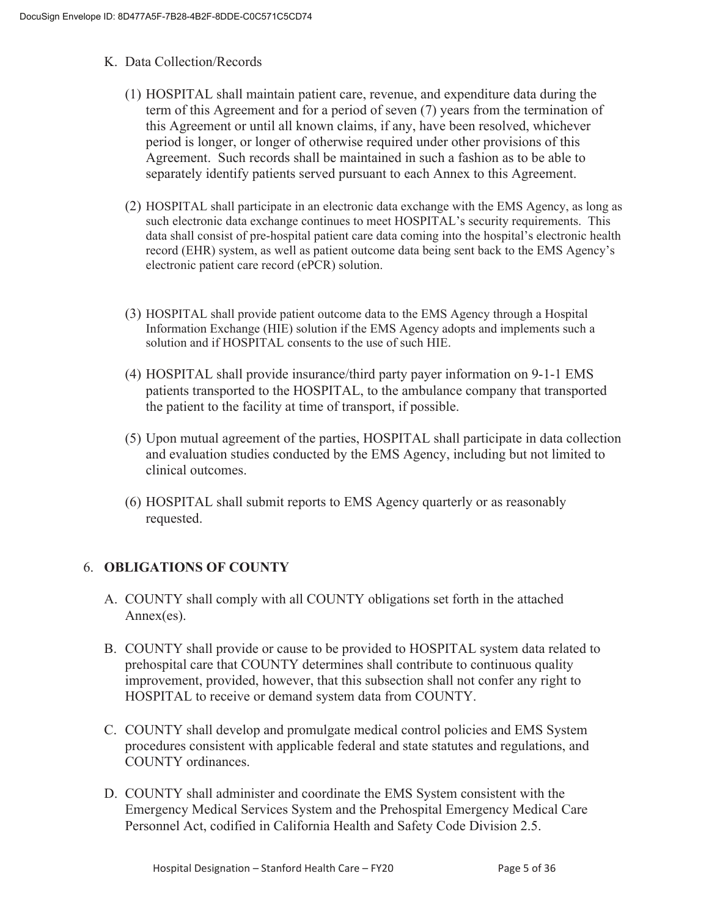K. Data Collection/Records

(1) HOSPITAL shall maintain patient care, revenue, and expenditure data during the term of this Agreement and for a period of seven (7) years from the termination of this Agreement or until all known claims, if any, have been resolved, whichever period is longer, or longer of otherwise required under other provisions of this Agreement. Such records shall be maintained in such a fashion as to be able to separately identify patients served pursuant to each Annex to this Agreement.

(2) HOSPITAL shall participate in an electronic data exchange with the EMS Agency, as long as such electronic data exchange continues to meet HOSPITAL's security requirements. This data shall consist of pre-hospital patient care data coming into the hospital's electronic health record (EHR) system, as well as patient outcome data being sent back to the EMS Agency's electronic patient care record (ePCR) solution.

(3) HOSPITAL shall provide patient outcome data to the EMS Agency through a Hospital Information Exchange (HIE) solution if the EMS Agency adopts and implements such a solution and if HOSPITAL consents to the use of such HIE.

(4) HOSPITAL shall provide insurance/third party payer information on 9-1-1 EMS patients transported to the HOSPITAL, to the ambulance company that transported the patient to the facility at time of transport, if possible.

(5) Upon mutual agreement of the parties, HOSPITAL shall participate in data collection and evaluation studies conducted by the EMS Agency, including but not limited to clinical outcomes.

(6) HOSPITAL shall submit reports to EMS Agency quarterly or as reasonably requested.

## 6. **OBLIGATIONS OF COUNTY**

A. COUNTY shall comply with all COUNTY obligations set forth in the attached Annex(es).

B. COUNTY shall provide or cause to be provided to HOSPITAL system data related to prehospital care that COUNTY determines shall contribute to continuous quality improvement, provided, however, that this subsection shall not confer any right to HOSPITAL to receive or demand system data from COUNTY.

C. COUNTY shall develop and promulgate medical control policies and EMS System procedures consistent with applicable federal and state statutes and regulations, and COUNTY ordinances.

D. COUNTY shall administer and coordinate the EMS System consistent with the Emergency Medical Services System and the Prehospital Emergency Medical Care Personnel Act, codified in California Health and Safety Code Division 2.5.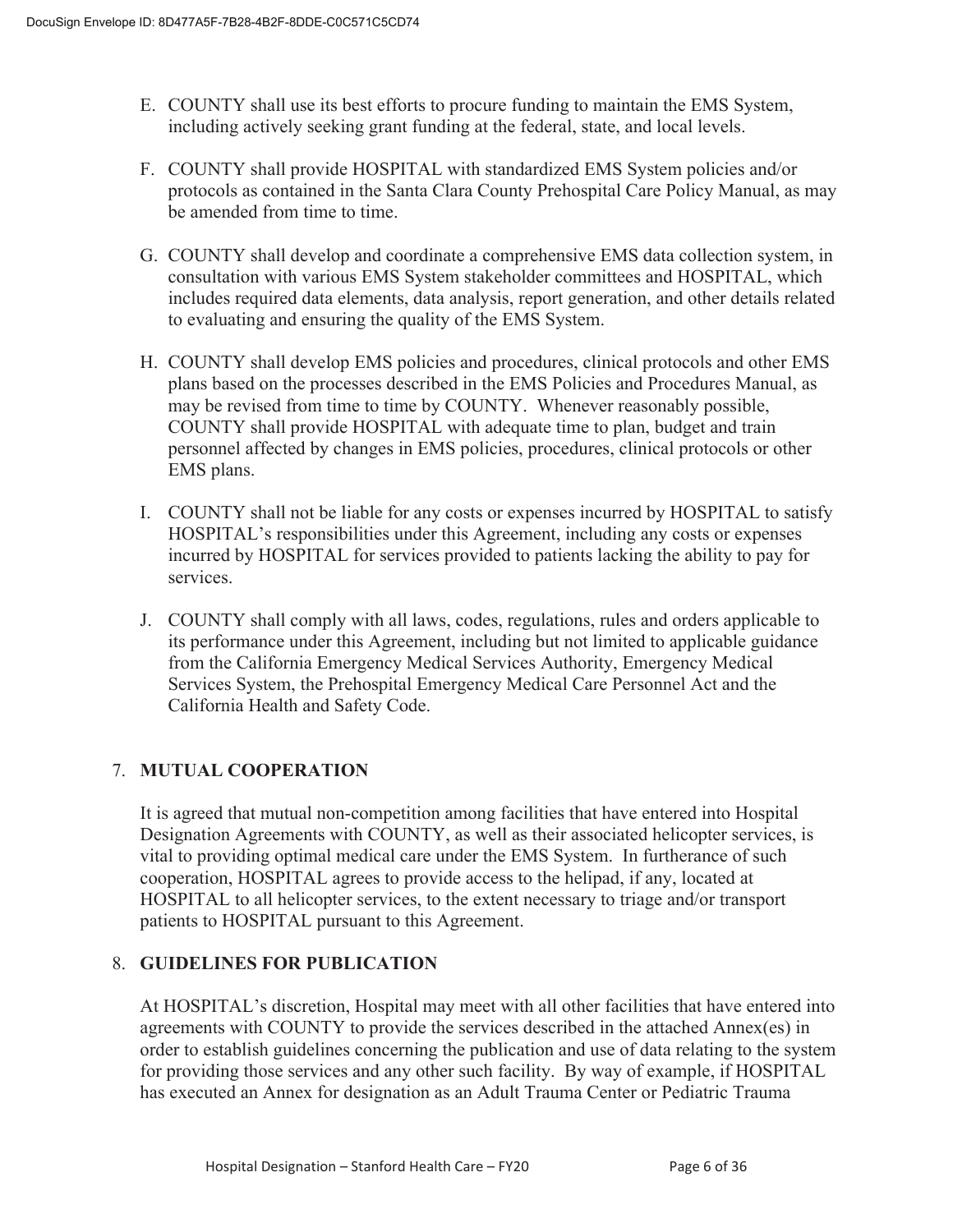E. COUNTY shall use its best efforts to procure funding to maintain the EMS System, including actively seeking grant funding at the federal, state, and local levels.

F. COUNTY shall provide HOSPITAL with standardized EMS System policies and/or protocols as contained in the Santa Clara County Prehospital Care Policy Manual, as may be amended from time to time.

G. COUNTY shall develop and coordinate a comprehensive EMS data collection system, in consultation with various EMS System stakeholder committees and HOSPITAL, which includes required data elements, data analysis, report generation, and other details related to evaluating and ensuring the quality of the EMS System.

H. COUNTY shall develop EMS policies and procedures, clinical protocols and other EMS plans based on the processes described in the EMS Policies and Procedures Manual, as may be revised from time to time by COUNTY. Whenever reasonably possible, COUNTY shall provide HOSPITAL with adequate time to plan, budget and train personnel affected by changes in EMS policies, procedures, clinical protocols or other EMS plans.

I. COUNTY shall not be liable for any costs or expenses incurred by HOSPITAL to satisfy HOSPITAL's responsibilities under this Agreement, including any costs or expenses incurred by HOSPITAL for services provided to patients lacking the ability to pay for services.

J. COUNTY shall comply with all laws, codes, regulations, rules and orders applicable to its performance under this Agreement, including but not limited to applicable guidance from the California Emergency Medical Services Authority, Emergency Medical Services System, the Prehospital Emergency Medical Care Personnel Act and the California Health and Safety Code.

## 7. MUTUAL COOPERATION

It is agreed that mutual non-competition among facilities that have entered into Hospital Designation Agreements with COUNTY, as well as their associated helicopter services, is vital to providing optimal medical care under the EMS System. In furtherance of such cooperation, HOSPITAL agrees to provide access to the helipad, if any, located at HOSPITAL to all helicopter services, to the extent necessary to triage and/or transport patients to HOSPITAL pursuant to this Agreement.

## 8. GUIDELINES FOR PUBLICATION

At HOSPITAL's discretion, Hospital may meet with all other facilities that have entered into agreements with COUNTY to provide the services described in the attached Annex(es) in order to establish guidelines concerning the publication and use of data relating to the system for providing those services and any other such facility. By way of example, if HOSPITAL has executed an Annex for designation as an Adult Trauma Center or Pediatric Trauma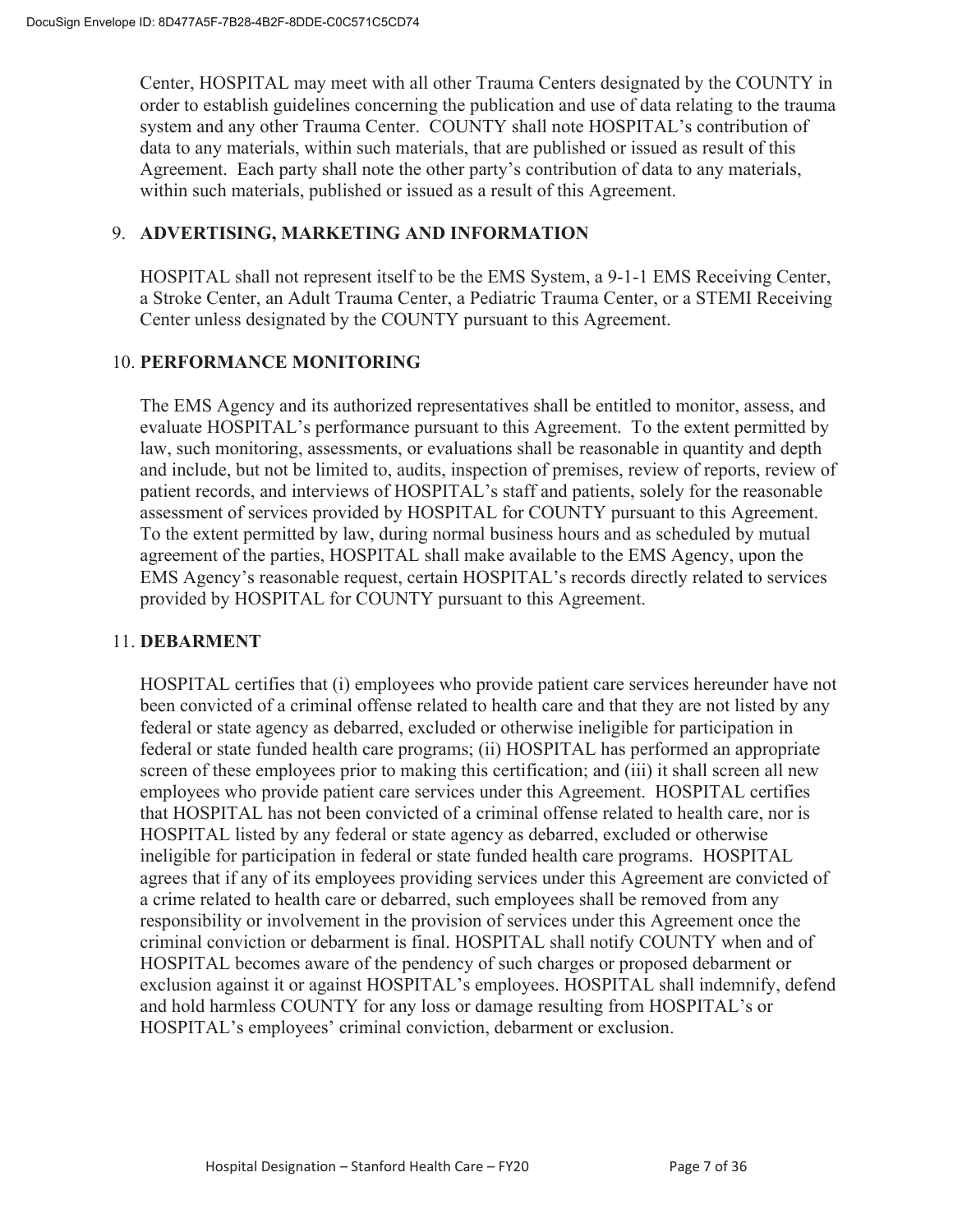Center, HOSPITAL may meet with all other Trauma Centers designated by the COUNTY in order to establish guidelines concerning the publication and use of data relating to the trauma system and any other Trauma Center. COUNTY shall note HOSPITAL's contribution of data to any materials, within such materials, that are published or issued as result of this Agreement. Each party shall note the other party's contribution of data to any materials, within such materials, published or issued as a result of this Agreement.

## 9. ADVERTISING, MARKETING AND INFORMATION

HOSPITAL shall not represent itself to be the EMS System, a 9-1-1 EMS Receiving Center, a Stroke Center, an Adult Trauma Center, a Pediatric Trauma Center, or a STEMI Receiving Center unless designated by the COUNTY pursuant to this Agreement.

## 10. PERFORMANCE MONITORING

The EMS Agency and its authorized representatives shall be entitled to monitor, assess, and evaluate HOSPITAL's performance pursuant to this Agreement. To the extent permitted by law, such monitoring, assessments, or evaluations shall be reasonable in quantity and depth and include, but not be limited to, audits, inspection of premises, review of reports, review of patient records, and interviews of HOSPITAL's staff and patients, solely for the reasonable assessment of services provided by HOSPITAL for COUNTY pursuant to this Agreement. To the extent permitted by law, during normal business hours and as scheduled by mutual agreement of the parties, HOSPITAL shall make available to the EMS Agency, upon the EMS Agency's reasonable request, certain HOSPITAL's records directly related to services provided by HOSPITAL for COUNTY pursuant to this Agreement.

## 11. DEBARMENT

HOSPITAL certifies that (i) employees who provide patient care services hereunder have not been convicted of a criminal offense related to health care and that they are not listed by any federal or state agency as debarred, excluded or otherwise ineligible for participation in federal or state funded health care programs; (ii) HOSPITAL has performed an appropriate screen of these employees prior to making this certification; and (iii) it shall screen all new employees who provide patient care services under this Agreement. HOSPITAL certifies that HOSPITAL has not been convicted of a criminal offense related to health care, nor is HOSPITAL listed by any federal or state agency as debarred, excluded or otherwise ineligible for participation in federal or state funded health care programs. HOSPITAL agrees that if any of its employees providing services under this Agreement are convicted of a crime related to health care or debarred, such employees shall be removed from any responsibility or involvement in the provision of services under this Agreement once the criminal conviction or debarment is final. HOSPITAL shall notify COUNTY when and of HOSPITAL becomes aware of the pendency of such charges or proposed debarment or exclusion against it or against HOSPITAL's employees. HOSPITAL shall indemnify, defend and hold harmless COUNTY for any loss or damage resulting from HOSPITAL's or HOSPITAL's employees' criminal conviction, debarment or exclusion.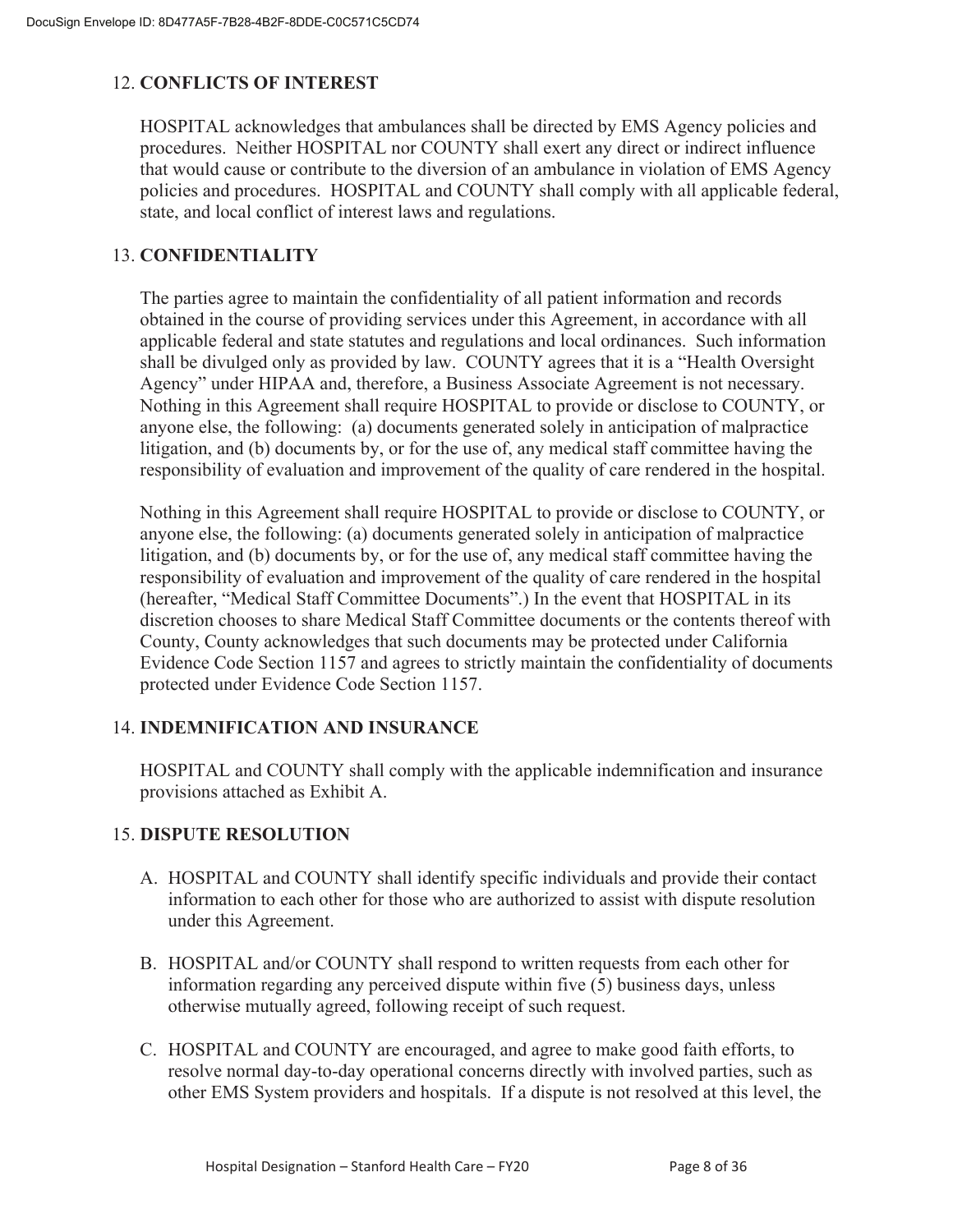## 12. **CONFLICTS OF INTEREST**

HOSPITAL acknowledges that ambulances shall be directed by EMS Agency policies and procedures. Neither HOSPITAL nor COUNTY shall exert any direct or indirect influence that would cause or contribute to the diversion of an ambulance in violation of EMS Agency policies and procedures. HOSPITAL and COUNTY shall comply with all applicable federal, state, and local conflict of interest laws and regulations.

## 13. **CONFIDENTIALITY**

The parties agree to maintain the confidentiality of all patient information and records obtained in the course of providing services under this Agreement, in accordance with all applicable federal and state statutes and regulations and local ordinances. Such information shall be divulged only as provided by law. COUNTY agrees that it is a "Health Oversight Agency" under HIPAA and, therefore, a Business Associate Agreement is not necessary. Nothing in this Agreement shall require HOSPITAL to provide or disclose to COUNTY, or anyone else, the following: (a) documents generated solely in anticipation of malpractice litigation, and (b) documents by, or for the use of, any medical staff committee having the responsibility of evaluation and improvement of the quality of care rendered in the hospital.

Nothing in this Agreement shall require HOSPITAL to provide or disclose to COUNTY, or anyone else, the following: (a) documents generated solely in anticipation of malpractice litigation, and (b) documents by, or for the use of, any medical staff committee having the responsibility of evaluation and improvement of the quality of care rendered in the hospital (hereafter, "Medical Staff Committee Documents".) In the event that HOSPITAL in its discretion chooses to share Medical Staff Committee documents or the contents thereof with County, County acknowledges that such documents may be protected under California Evidence Code Section 1157 and agrees to strictly maintain the confidentiality of documents protected under Evidence Code Section 1157.

## 14. **INDEMNIFICATION AND INSURANCE**

HOSPITAL and COUNTY shall comply with the applicable indemnification and insurance provisions attached as Exhibit A.

## 15. **DISPUTE RESOLUTION**

A. HOSPITAL and COUNTY shall identify specific individuals and provide their contact information to each other for those who are authorized to assist with dispute resolution under this Agreement.

B. HOSPITAL and/or COUNTY shall respond to written requests from each other for information regarding any perceived dispute within five (5) business days, unless otherwise mutually agreed, following receipt of such request.

C. HOSPITAL and COUNTY are encouraged, and agree to make good faith efforts, to resolve normal day-to-day operational concerns directly with involved parties, such as other EMS System providers and hospitals. If a dispute is not resolved at this level, the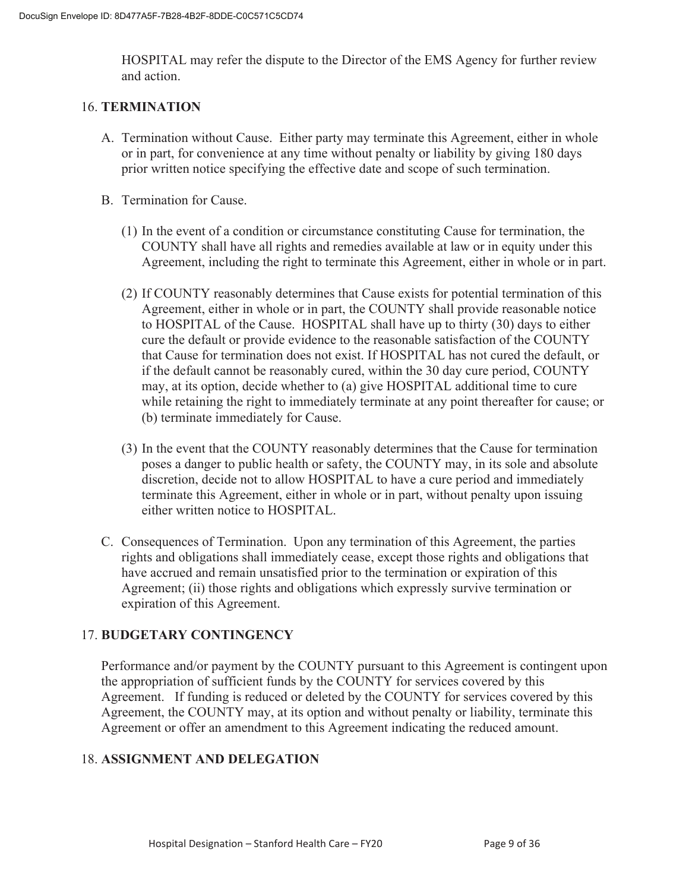HOSPITAL may refer the dispute to the Director of the EMS Agency for further review and action.

## 16. TERMINATION

A. Termination without Cause. Either party may terminate this Agreement, either in whole or in part, for convenience at any time without penalty or liability by giving 180 days prior written notice specifying the effective date and scope of such termination.

B. Termination for Cause.

(1) In the event of a condition or circumstance constituting Cause for termination, the COUNTY shall have all rights and remedies available at law or in equity under this Agreement, including the right to terminate this Agreement, either in whole or in part.

(2) If COUNTY reasonably determines that Cause exists for potential termination of this Agreement, either in whole or in part, the COUNTY shall provide reasonable notice to HOSPITAL of the Cause. HOSPITAL shall have up to thirty (30) days to either cure the default or provide evidence to the reasonable satisfaction of the COUNTY that Cause for termination does not exist. If HOSPITAL has not cured the default, or if the default cannot be reasonably cured, within the 30 day cure period, COUNTY may, at its option, decide whether to (a) give HOSPITAL additional time to cure while retaining the right to immediately terminate at any point thereafter for cause; or (b) terminate immediately for Cause.

(3) In the event that the COUNTY reasonably determines that the Cause for termination poses a danger to public health or safety, the COUNTY may, in its sole and absolute discretion, decide not to allow HOSPITAL to have a cure period and immediately terminate this Agreement, either in whole or in part, without penalty upon issuing either written notice to HOSPITAL.

C. Consequences of Termination. Upon any termination of this Agreement, the parties rights and obligations shall immediately cease, except those rights and obligations that have accrued and remain unsatisfied prior to the termination or expiration of this Agreement; (ii) those rights and obligations which expressly survive termination or expiration of this Agreement.

## 17. BUDGETARY CONTINGENCY

Performance and/or payment by the COUNTY pursuant to this Agreement is contingent upon the appropriation of sufficient funds by the COUNTY for services covered by this Agreement. If funding is reduced or deleted by the COUNTY for services covered by this Agreement, the COUNTY may, at its option and without penalty or liability, terminate this Agreement or offer an amendment to this Agreement indicating the reduced amount.

## 18. ASSIGNMENT AND DELEGATION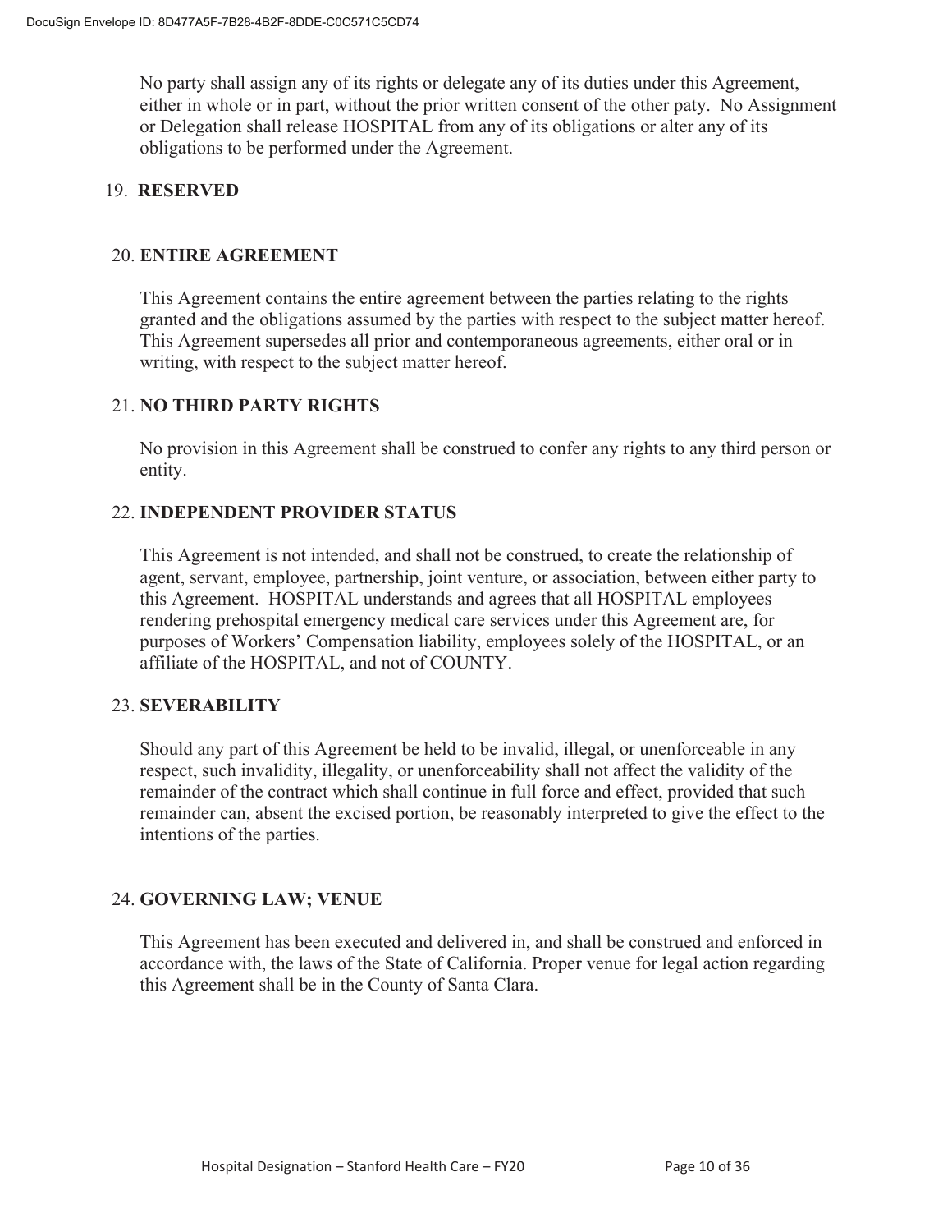No party shall assign any of its rights or delegate any of its duties under this Agreement, either in whole or in part, without the prior written consent of the other paty. No Assignment or Delegation shall release HOSPITAL from any of its obligations or alter any of its obligations to be performed under the Agreement.

## 19. RESERVED

## 20. ENTIRE AGREEMENT

This Agreement contains the entire agreement between the parties relating to the rights granted and the obligations assumed by the parties with respect to the subject matter hereof. This Agreement supersedes all prior and contemporaneous agreements, either oral or in writing, with respect to the subject matter hereof.

## 21. NO THIRD PARTY RIGHTS

No provision in this Agreement shall be construed to confer any rights to any third person or entity.

## 22. INDEPENDENT PROVIDER STATUS

This Agreement is not intended, and shall not be construed, to create the relationship of agent, servant, employee, partnership, joint venture, or association, between either party to this Agreement. HOSPITAL understands and agrees that all HOSPITAL employees rendering prehospital emergency medical care services under this Agreement are, for purposes of Workers' Compensation liability, employees solely of the HOSPITAL, or an affiliate of the HOSPITAL, and not of COUNTY.

## 23. SEVERABILITY

Should any part of this Agreement be held to be invalid, illegal, or unenforceable in any respect, such invalidity, illegality, or unenforceability shall not affect the validity of the remainder of the contract which shall continue in full force and effect, provided that such remainder can, absent the excised portion, be reasonably interpreted to give the effect to the intentions of the parties.

## 24. GOVERNING LAW; VENUE

This Agreement has been executed and delivered in, and shall be construed and enforced in accordance with, the laws of the State of California. Proper venue for legal action regarding this Agreement shall be in the County of Santa Clara.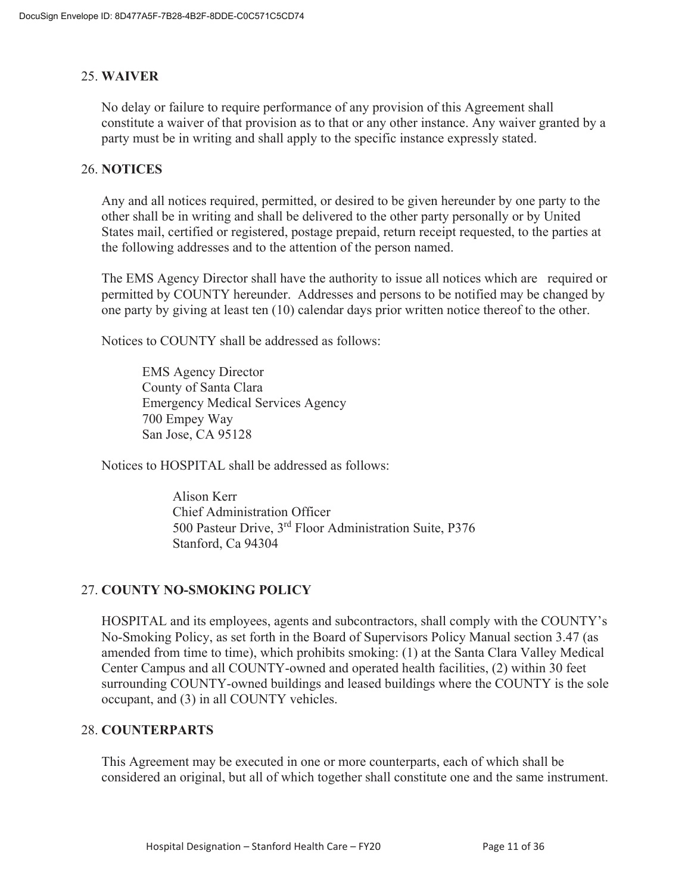## 25. WAIVER

No delay or failure to require performance of any provision of this Agreement shall constitute a waiver of that provision as to that or any other instance. Any waiver granted by a party must be in writing and shall apply to the specific instance expressly stated.

## 26. NOTICES

Any and all notices required, permitted, or desired to be given hereunder by one party to the other shall be in writing and shall be delivered to the other party personally or by United States mail, certified or registered, postage prepaid, return receipt requested, to the parties at the following addresses and to the attention of the person named.

The EMS Agency Director shall have the authority to issue all notices which are required or permitted by COUNTY hereunder. Addresses and persons to be notified may be changed by one party by giving at least ten (10) calendar days prior written notice thereof to the other.

Notices to COUNTY shall be addressed as follows:

> EMS Agency Director
> County of Santa Clara
> Emergency Medical Services Agency
> 700 Empey Way
> San Jose, CA 95128

Notices to HOSPITAL shall be addressed as follows:

> Alison Kerr
> Chief Administration Officer
> 500 Pasteur Drive, 3rd Floor Administration Suite, P376
> Stanford, Ca 94304

## 27. COUNTY NO-SMOKING POLICY

HOSPITAL and its employees, agents and subcontractors, shall comply with the COUNTY's No-Smoking Policy, as set forth in the Board of Supervisors Policy Manual section 3.47 (as amended from time to time), which prohibits smoking: (1) at the Santa Clara Valley Medical Center Campus and all COUNTY-owned and operated health facilities, (2) within 30 feet surrounding COUNTY-owned buildings and leased buildings where the COUNTY is the sole occupant, and (3) in all COUNTY vehicles.

## 28. COUNTERPARTS

This Agreement may be executed in one or more counterparts, each of which shall be considered an original, but all of which together shall constitute one and the same instrument.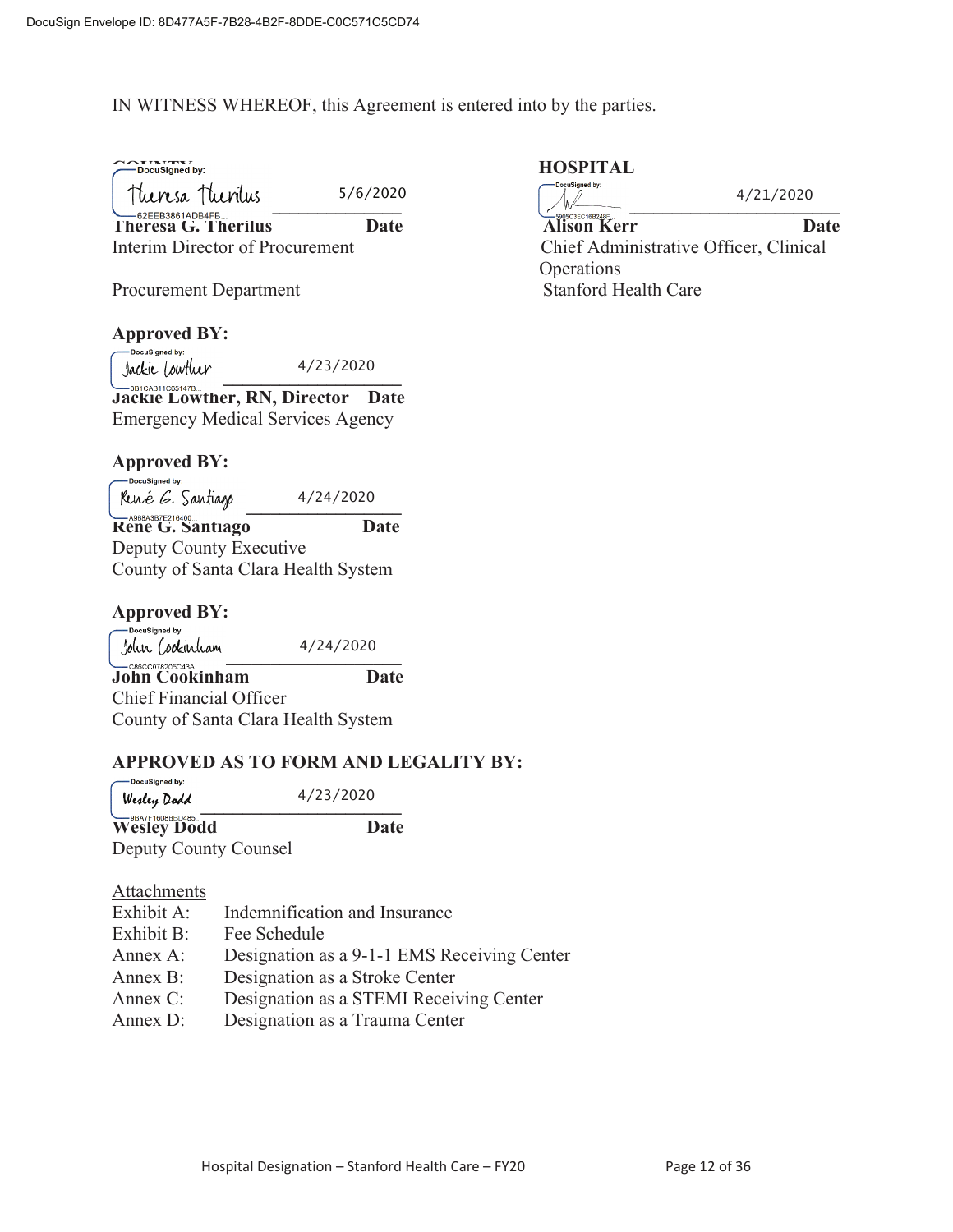IN WITNESS WHEREOF, this Agreement is entered into by the parties.

**COUNTY**

Theresa Therilus 5/6/2020

**Theresa G. Therilus** **Date**
Interim Director of Procurement

Procurement Department

**Approved BY:**

Jackie Lowther 4/23/2020

**Jackie Lowther, RN, Director** **Date**
Emergency Medical Services Agency

**Approved BY:**

René G. Santiago 4/24/2020

**Rene G. Santiago** **Date**
Deputy County Executive
County of Santa Clara Health System

**Approved BY:**

John Cookinham 4/24/2020

**John Cookinham** **Date**
Chief Financial Officer
County of Santa Clara Health System

**APPROVED AS TO FORM AND LEGALITY BY:**

Wesley Dodd 4/23/2020

**Wesley Dodd** **Date**
Deputy County Counsel

**HOSPITAL**

4/21/2020

**Alison Kerr** **Date**
Chief Administrative Officer, Clinical Operations
Stanford Health Care

Attachments

| | |
|---|---|
| Exhibit A: | Indemnification and Insurance |
| Exhibit B: | Fee Schedule |
| Annex A: | Designation as a 9-1-1 EMS Receiving Center |
| Annex B: | Designation as a Stroke Center |
| Annex C: | Designation as a STEMI Receiving Center |
| Annex D: | Designation as a Trauma Center |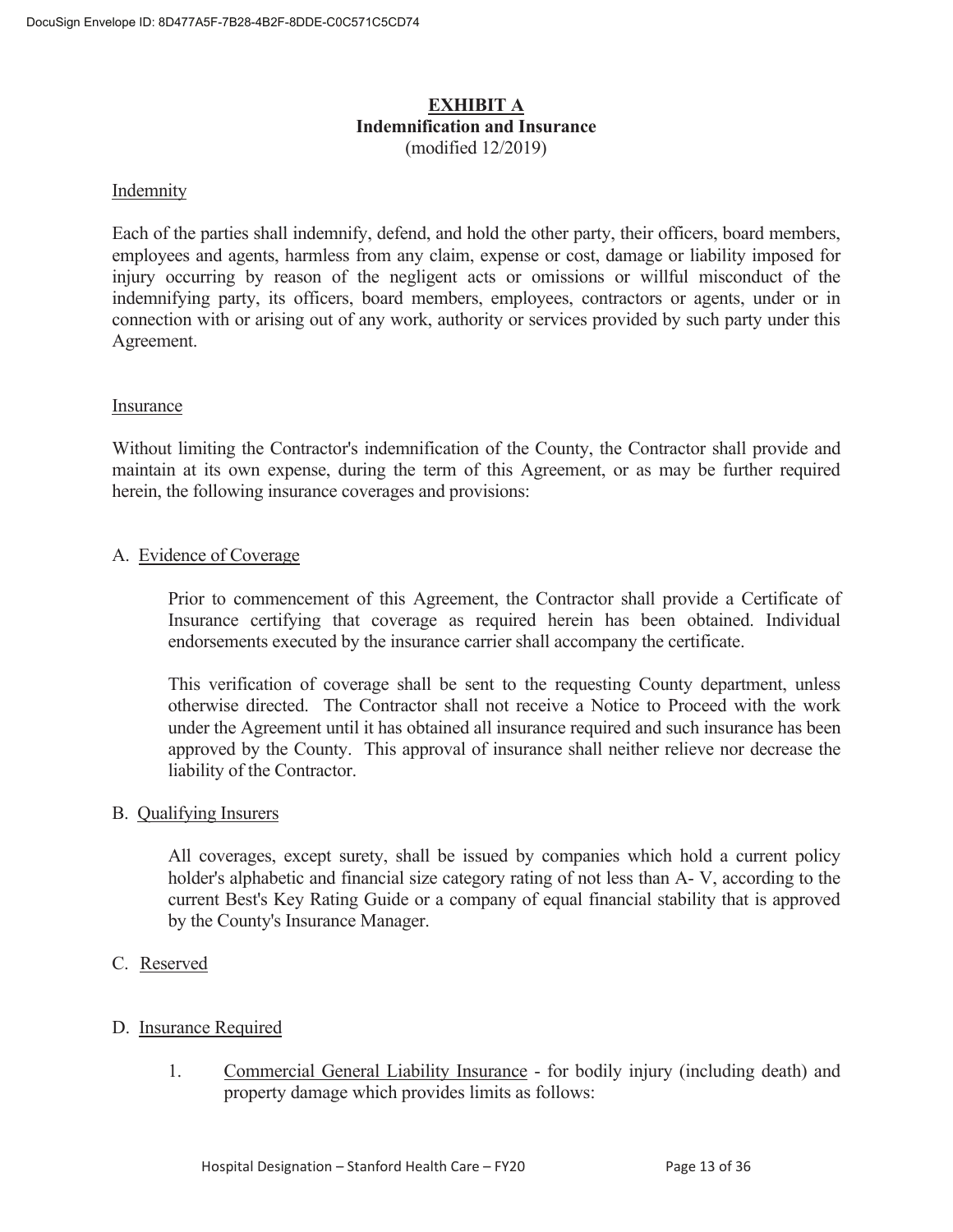# EXHIBIT A
## Indemnification and Insurance
(modified 12/2019)

Indemnity

Each of the parties shall indemnify, defend, and hold the other party, their officers, board members, employees and agents, harmless from any claim, expense or cost, damage or liability imposed for injury occurring by reason of the negligent acts or omissions or willful misconduct of the indemnifying party, its officers, board members, employees, contractors or agents, under or in connection with or arising out of any work, authority or services provided by such party under this Agreement.

Insurance

Without limiting the Contractor's indemnification of the County, the Contractor shall provide and maintain at its own expense, during the term of this Agreement, or as may be further required herein, the following insurance coverages and provisions:

A. Evidence of Coverage

Prior to commencement of this Agreement, the Contractor shall provide a Certificate of Insurance certifying that coverage as required herein has been obtained. Individual endorsements executed by the insurance carrier shall accompany the certificate.

This verification of coverage shall be sent to the requesting County department, unless otherwise directed. The Contractor shall not receive a Notice to Proceed with the work under the Agreement until it has obtained all insurance required and such insurance has been approved by the County. This approval of insurance shall neither relieve nor decrease the liability of the Contractor.

B. Qualifying Insurers

All coverages, except surety, shall be issued by companies which hold a current policy holder's alphabetic and financial size category rating of not less than A- V, according to the current Best's Key Rating Guide or a company of equal financial stability that is approved by the County's Insurance Manager.

C. Reserved

D. Insurance Required

1. Commercial General Liability Insurance - for bodily injury (including death) and property damage which provides limits as follows: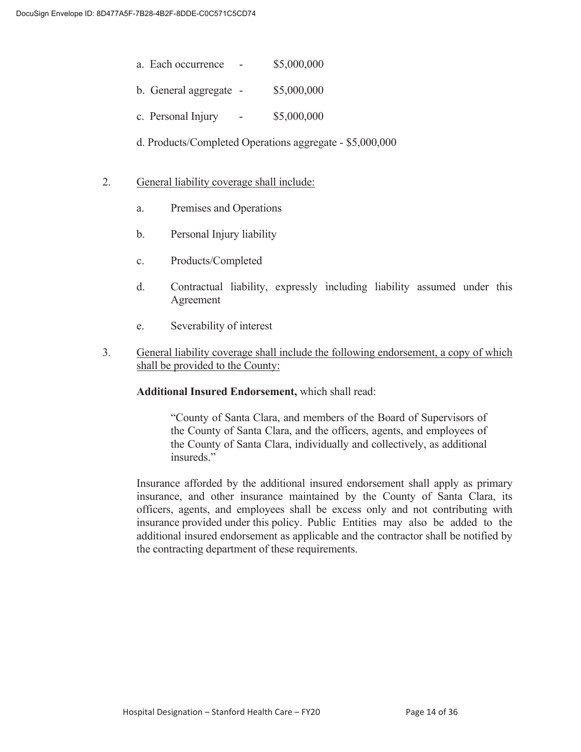a. Each occurrence - $5,000,000

b. General aggregate - $5,000,000

c. Personal Injury - $5,000,000

d. Products/Completed Operations aggregate - $5,000,000

2. <u>General liability coverage shall include:</u>

   a. Premises and Operations

   b. Personal Injury liability

   c. Products/Completed

   d. Contractual liability, expressly including liability assumed under this Agreement

   e. Severability of interest

3. <u>General liability coverage shall include the following endorsement, a copy of which shall be provided to the County:</u>

   **Additional Insured Endorsement,** which shall read:

   > "County of Santa Clara, and members of the Board of Supervisors of the County of Santa Clara, and the officers, agents, and employees of the County of Santa Clara, individually and collectively, as additional insureds."

   Insurance afforded by the additional insured endorsement shall apply as primary insurance, and other insurance maintained by the County of Santa Clara, its officers, agents, and employees shall be excess only and not contributing with insurance provided under this policy. Public Entities may also be added to the additional insured endorsement as applicable and the contractor shall be notified by the contracting department of these requirements.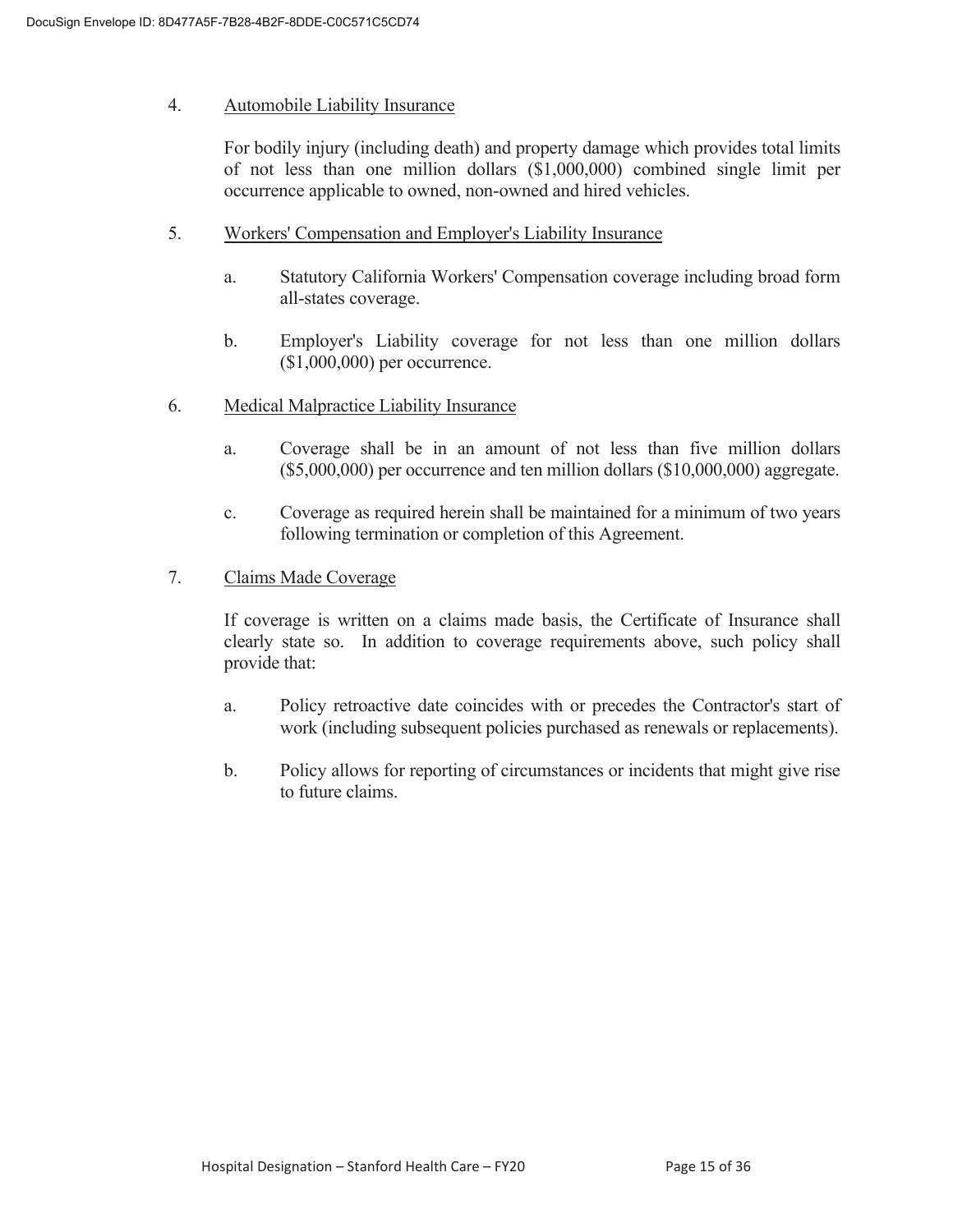4. Automobile Liability Insurance

   For bodily injury (including death) and property damage which provides total limits of not less than one million dollars ($1,000,000) combined single limit per occurrence applicable to owned, non-owned and hired vehicles.

5. Workers' Compensation and Employer's Liability Insurance

   a. Statutory California Workers' Compensation coverage including broad form all-states coverage.

   b. Employer's Liability coverage for not less than one million dollars ($1,000,000) per occurrence.

6. Medical Malpractice Liability Insurance

   a. Coverage shall be in an amount of not less than five million dollars ($5,000,000) per occurrence and ten million dollars ($10,000,000) aggregate.

   c. Coverage as required herein shall be maintained for a minimum of two years following termination or completion of this Agreement.

7. Claims Made Coverage

   If coverage is written on a claims made basis, the Certificate of Insurance shall clearly state so. In addition to coverage requirements above, such policy shall provide that:

   a. Policy retroactive date coincides with or precedes the Contractor's start of work (including subsequent policies purchased as renewals or replacements).

   b. Policy allows for reporting of circumstances or incidents that might give rise to future claims.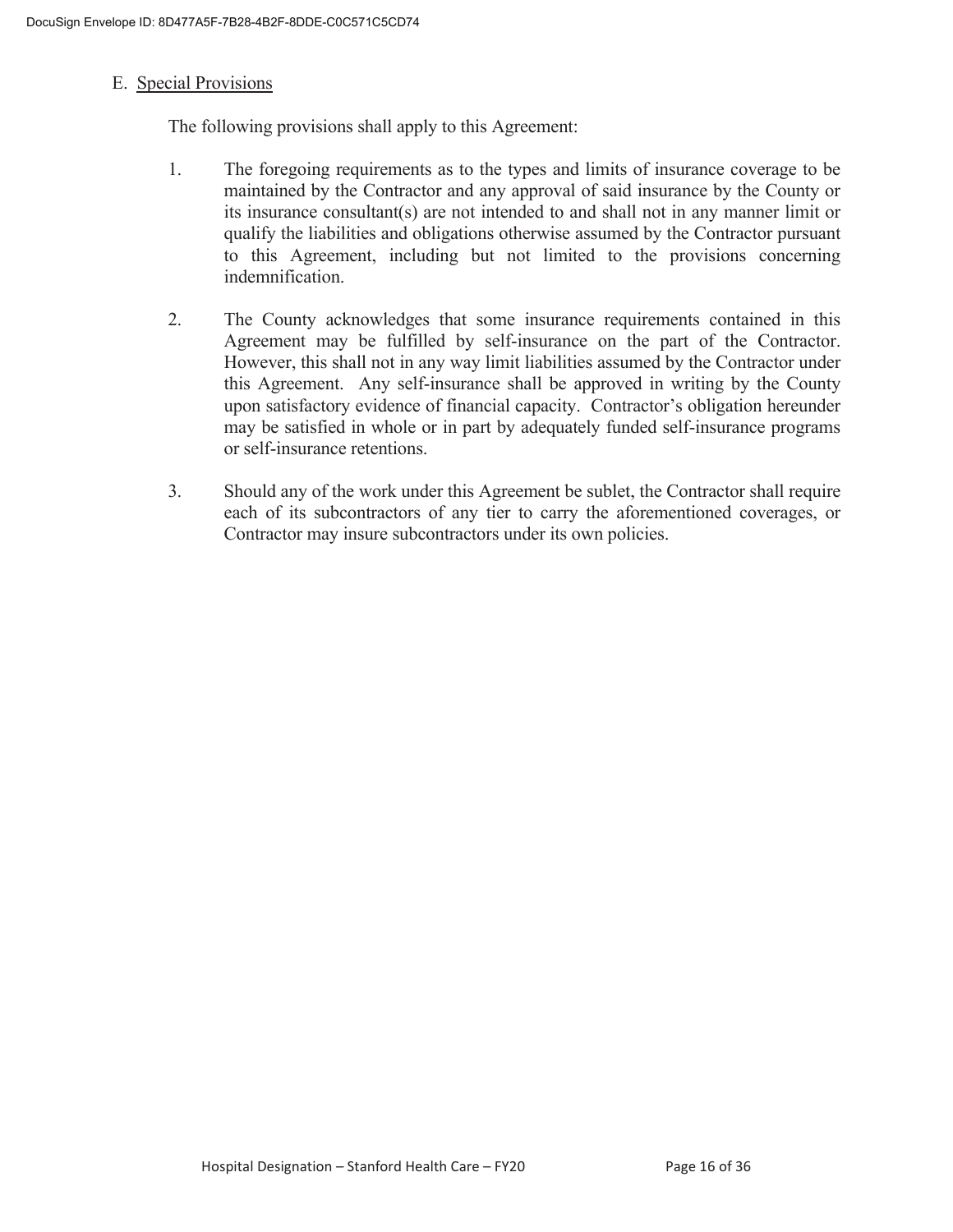E. Special Provisions

The following provisions shall apply to this Agreement:

1. The foregoing requirements as to the types and limits of insurance coverage to be maintained by the Contractor and any approval of said insurance by the County or its insurance consultant(s) are not intended to and shall not in any manner limit or qualify the liabilities and obligations otherwise assumed by the Contractor pursuant to this Agreement, including but not limited to the provisions concerning indemnification.

2. The County acknowledges that some insurance requirements contained in this Agreement may be fulfilled by self-insurance on the part of the Contractor. However, this shall not in any way limit liabilities assumed by the Contractor under this Agreement. Any self-insurance shall be approved in writing by the County upon satisfactory evidence of financial capacity. Contractor's obligation hereunder may be satisfied in whole or in part by adequately funded self-insurance programs or self-insurance retentions.

3. Should any of the work under this Agreement be sublet, the Contractor shall require each of its subcontractors of any tier to carry the aforementioned coverages, or Contractor may insure subcontractors under its own policies.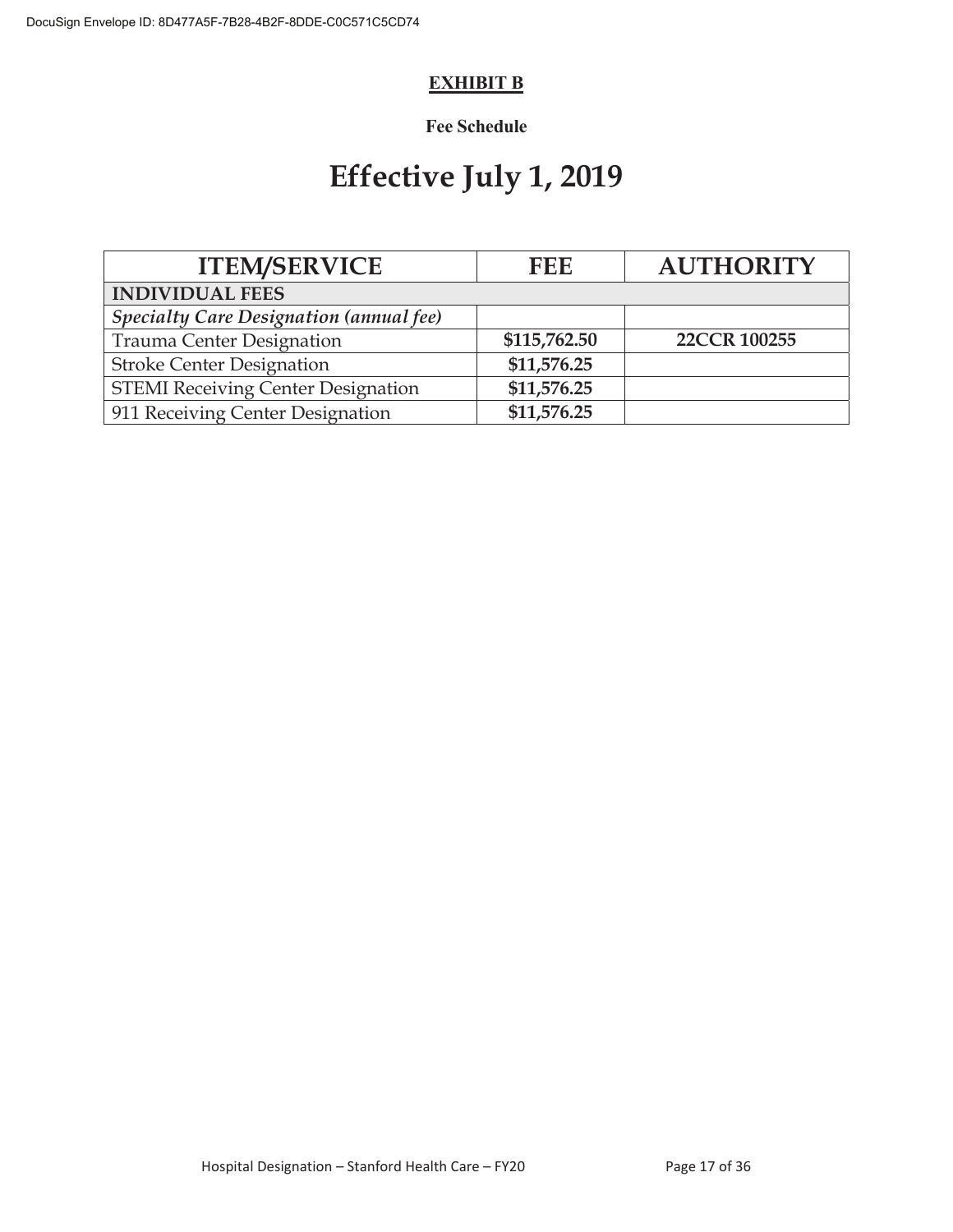## EXHIBIT B

**Fee Schedule**

# Effective July 1, 2019

| ITEM/SERVICE | FEE | AUTHORITY |
|---|---|---|
| **INDIVIDUAL FEES** | | |
| ***Specialty Care Designation (annual fee)*** | | |
| Trauma Center Designation | **$115,762.50** | **22CCR 100255** |
| Stroke Center Designation | **$11,576.25** | |
| STEMI Receiving Center Designation | **$11,576.25** | |
| 911 Receiving Center Designation | **$11,576.25** | |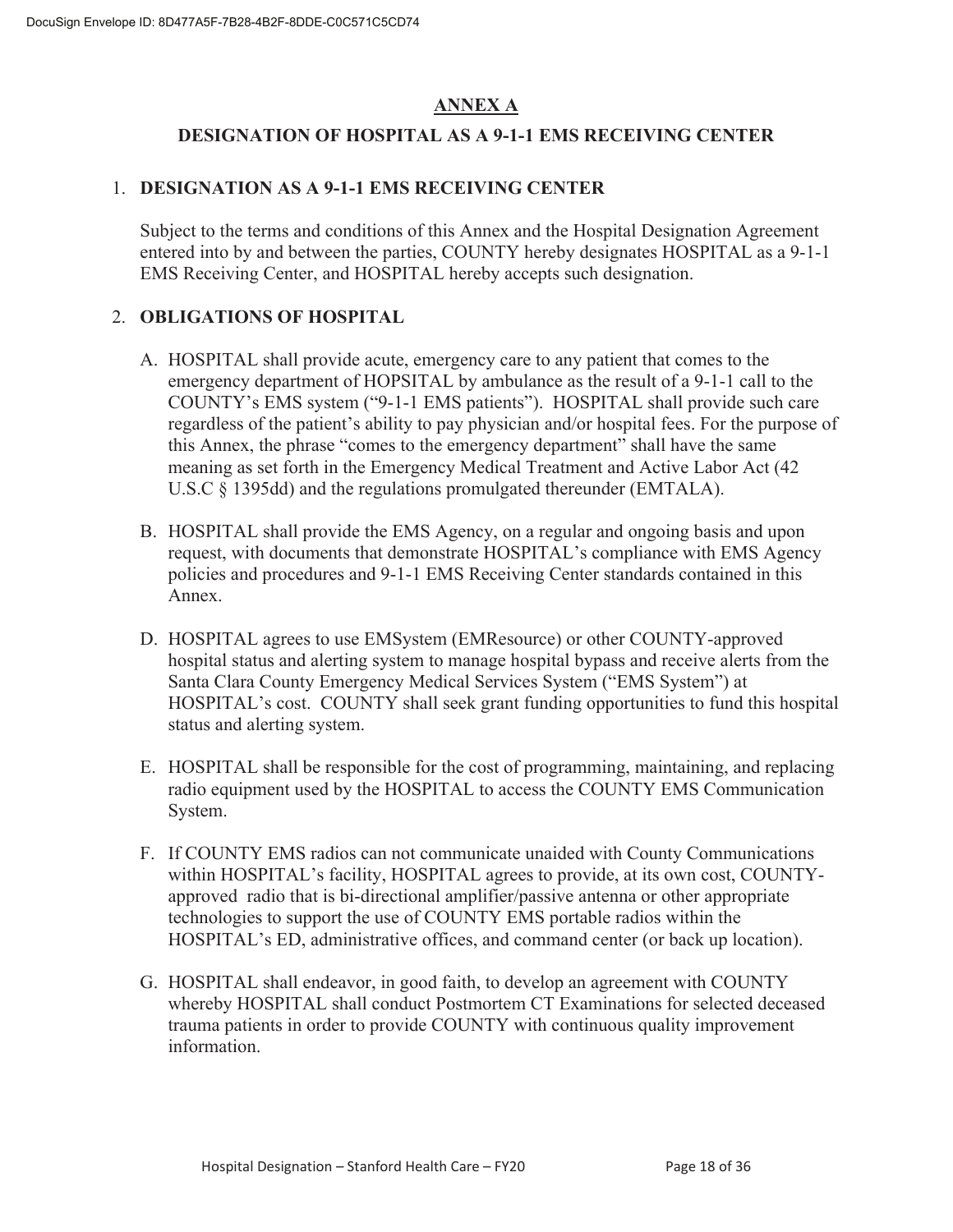## ANNEX A

## DESIGNATION OF HOSPITAL AS A 9-1-1 EMS RECEIVING CENTER

1. **DESIGNATION AS A 9-1-1 EMS RECEIVING CENTER**

   Subject to the terms and conditions of this Annex and the Hospital Designation Agreement entered into by and between the parties, COUNTY hereby designates HOSPITAL as a 9-1-1 EMS Receiving Center, and HOSPITAL hereby accepts such designation.

2. **OBLIGATIONS OF HOSPITAL**

   A. HOSPITAL shall provide acute, emergency care to any patient that comes to the emergency department of HOPSITAL by ambulance as the result of a 9-1-1 call to the COUNTY's EMS system ("9-1-1 EMS patients"). HOSPITAL shall provide such care regardless of the patient's ability to pay physician and/or hospital fees. For the purpose of this Annex, the phrase "comes to the emergency department" shall have the same meaning as set forth in the Emergency Medical Treatment and Active Labor Act (42 U.S.C § 1395dd) and the regulations promulgated thereunder (EMTALA).

   B. HOSPITAL shall provide the EMS Agency, on a regular and ongoing basis and upon request, with documents that demonstrate HOSPITAL's compliance with EMS Agency policies and procedures and 9-1-1 EMS Receiving Center standards contained in this Annex.

   D. HOSPITAL agrees to use EMSystem (EMResource) or other COUNTY-approved hospital status and alerting system to manage hospital bypass and receive alerts from the Santa Clara County Emergency Medical Services System ("EMS System") at HOSPITAL's cost. COUNTY shall seek grant funding opportunities to fund this hospital status and alerting system.

   E. HOSPITAL shall be responsible for the cost of programming, maintaining, and replacing radio equipment used by the HOSPITAL to access the COUNTY EMS Communication System.

   F. If COUNTY EMS radios can not communicate unaided with County Communications within HOSPITAL's facility, HOSPITAL agrees to provide, at its own cost, COUNTY-approved radio that is bi-directional amplifier/passive antenna or other appropriate technologies to support the use of COUNTY EMS portable radios within the HOSPITAL's ED, administrative offices, and command center (or back up location).

   G. HOSPITAL shall endeavor, in good faith, to develop an agreement with COUNTY whereby HOSPITAL shall conduct Postmortem CT Examinations for selected deceased trauma patients in order to provide COUNTY with continuous quality improvement information.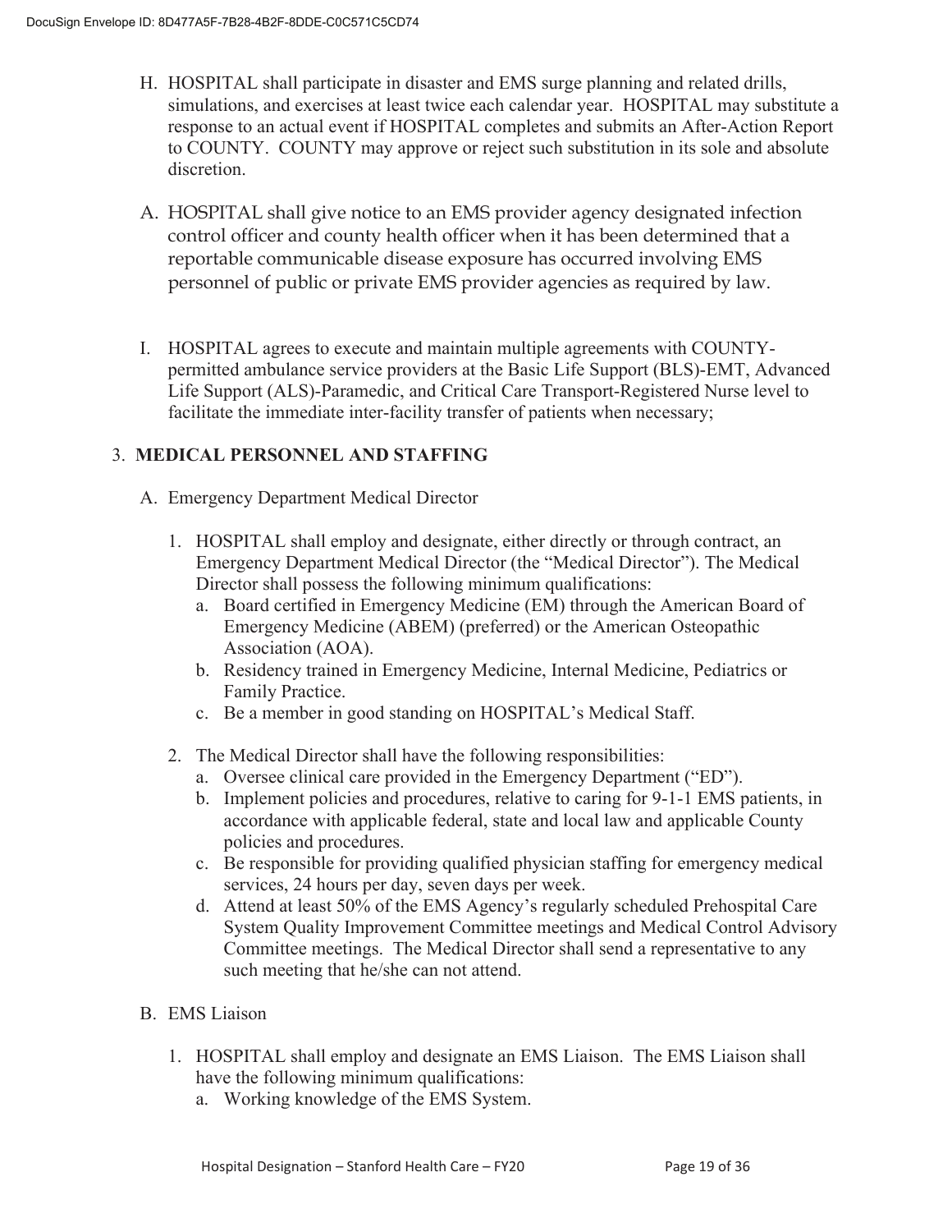H. HOSPITAL shall participate in disaster and EMS surge planning and related drills, simulations, and exercises at least twice each calendar year. HOSPITAL may substitute a response to an actual event if HOSPITAL completes and submits an After-Action Report to COUNTY. COUNTY may approve or reject such substitution in its sole and absolute discretion.

A. HOSPITAL shall give notice to an EMS provider agency designated infection control officer and county health officer when it has been determined that a reportable communicable disease exposure has occurred involving EMS personnel of public or private EMS provider agencies as required by law.

I. HOSPITAL agrees to execute and maintain multiple agreements with COUNTY-permitted ambulance service providers at the Basic Life Support (BLS)-EMT, Advanced Life Support (ALS)-Paramedic, and Critical Care Transport-Registered Nurse level to facilitate the immediate inter-facility transfer of patients when necessary;

3. **MEDICAL PERSONNEL AND STAFFING**

A. Emergency Department Medical Director

1. HOSPITAL shall employ and designate, either directly or through contract, an Emergency Department Medical Director (the "Medical Director"). The Medical Director shall possess the following minimum qualifications:
   a. Board certified in Emergency Medicine (EM) through the American Board of Emergency Medicine (ABEM) (preferred) or the American Osteopathic Association (AOA).
   b. Residency trained in Emergency Medicine, Internal Medicine, Pediatrics or Family Practice.
   c. Be a member in good standing on HOSPITAL's Medical Staff.

2. The Medical Director shall have the following responsibilities:
   a. Oversee clinical care provided in the Emergency Department ("ED").
   b. Implement policies and procedures, relative to caring for 9-1-1 EMS patients, in accordance with applicable federal, state and local law and applicable County policies and procedures.
   c. Be responsible for providing qualified physician staffing for emergency medical services, 24 hours per day, seven days per week.
   d. Attend at least 50% of the EMS Agency's regularly scheduled Prehospital Care System Quality Improvement Committee meetings and Medical Control Advisory Committee meetings. The Medical Director shall send a representative to any such meeting that he/she can not attend.

B. EMS Liaison

1. HOSPITAL shall employ and designate an EMS Liaison. The EMS Liaison shall have the following minimum qualifications:
   a. Working knowledge of the EMS System.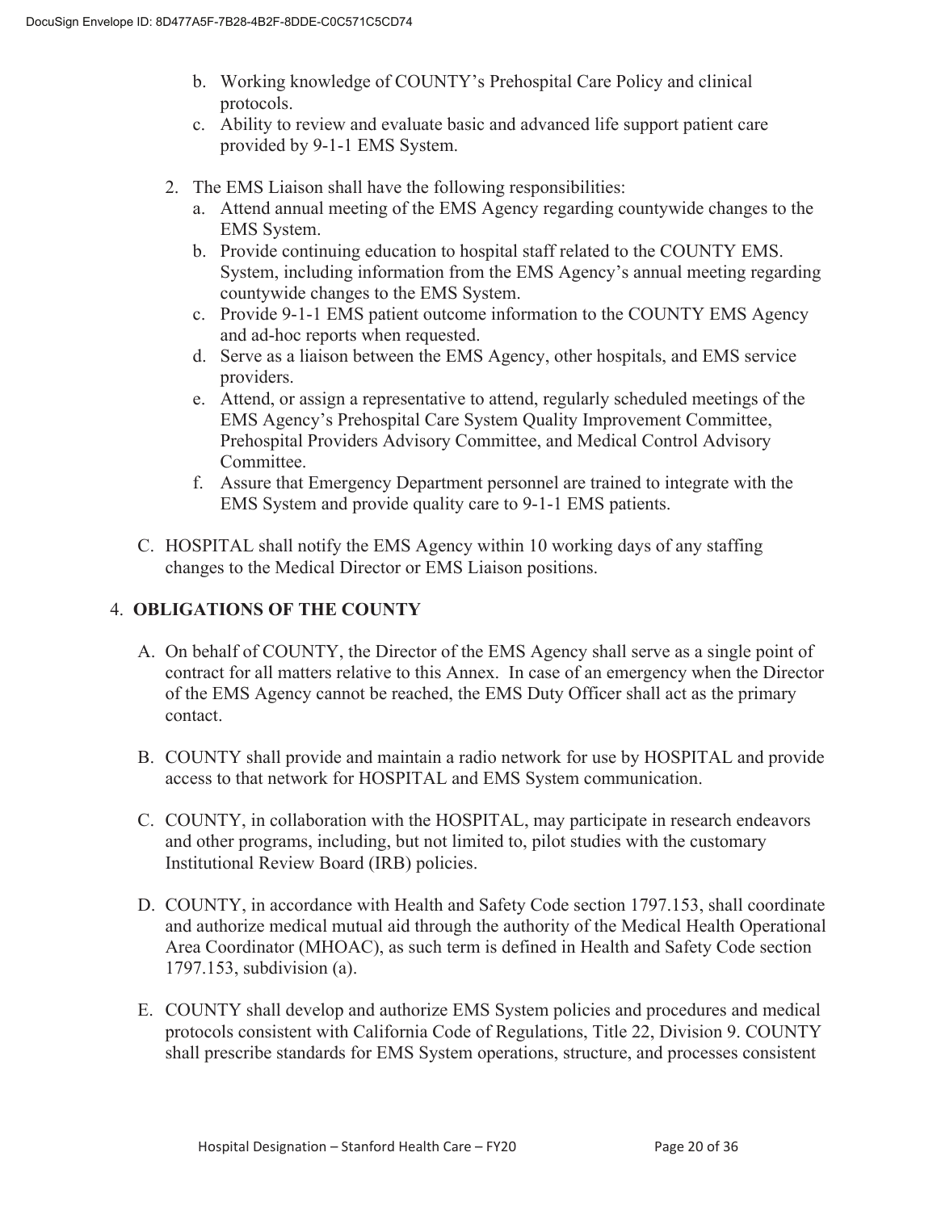b. Working knowledge of COUNTY's Prehospital Care Policy and clinical protocols.
c. Ability to review and evaluate basic and advanced life support patient care provided by 9-1-1 EMS System.

2. The EMS Liaison shall have the following responsibilities:
   a. Attend annual meeting of the EMS Agency regarding countywide changes to the EMS System.
   b. Provide continuing education to hospital staff related to the COUNTY EMS. System, including information from the EMS Agency's annual meeting regarding countywide changes to the EMS System.
   c. Provide 9-1-1 EMS patient outcome information to the COUNTY EMS Agency and ad-hoc reports when requested.
   d. Serve as a liaison between the EMS Agency, other hospitals, and EMS service providers.
   e. Attend, or assign a representative to attend, regularly scheduled meetings of the EMS Agency's Prehospital Care System Quality Improvement Committee, Prehospital Providers Advisory Committee, and Medical Control Advisory Committee.
   f. Assure that Emergency Department personnel are trained to integrate with the EMS System and provide quality care to 9-1-1 EMS patients.

C. HOSPITAL shall notify the EMS Agency within 10 working days of any staffing changes to the Medical Director or EMS Liaison positions.

4. **OBLIGATIONS OF THE COUNTY**

A. On behalf of COUNTY, the Director of the EMS Agency shall serve as a single point of contract for all matters relative to this Annex. In case of an emergency when the Director of the EMS Agency cannot be reached, the EMS Duty Officer shall act as the primary contact.

B. COUNTY shall provide and maintain a radio network for use by HOSPITAL and provide access to that network for HOSPITAL and EMS System communication.

C. COUNTY, in collaboration with the HOSPITAL, may participate in research endeavors and other programs, including, but not limited to, pilot studies with the customary Institutional Review Board (IRB) policies.

D. COUNTY, in accordance with Health and Safety Code section 1797.153, shall coordinate and authorize medical mutual aid through the authority of the Medical Health Operational Area Coordinator (MHOAC), as such term is defined in Health and Safety Code section 1797.153, subdivision (a).

E. COUNTY shall develop and authorize EMS System policies and procedures and medical protocols consistent with California Code of Regulations, Title 22, Division 9. COUNTY shall prescribe standards for EMS System operations, structure, and processes consistent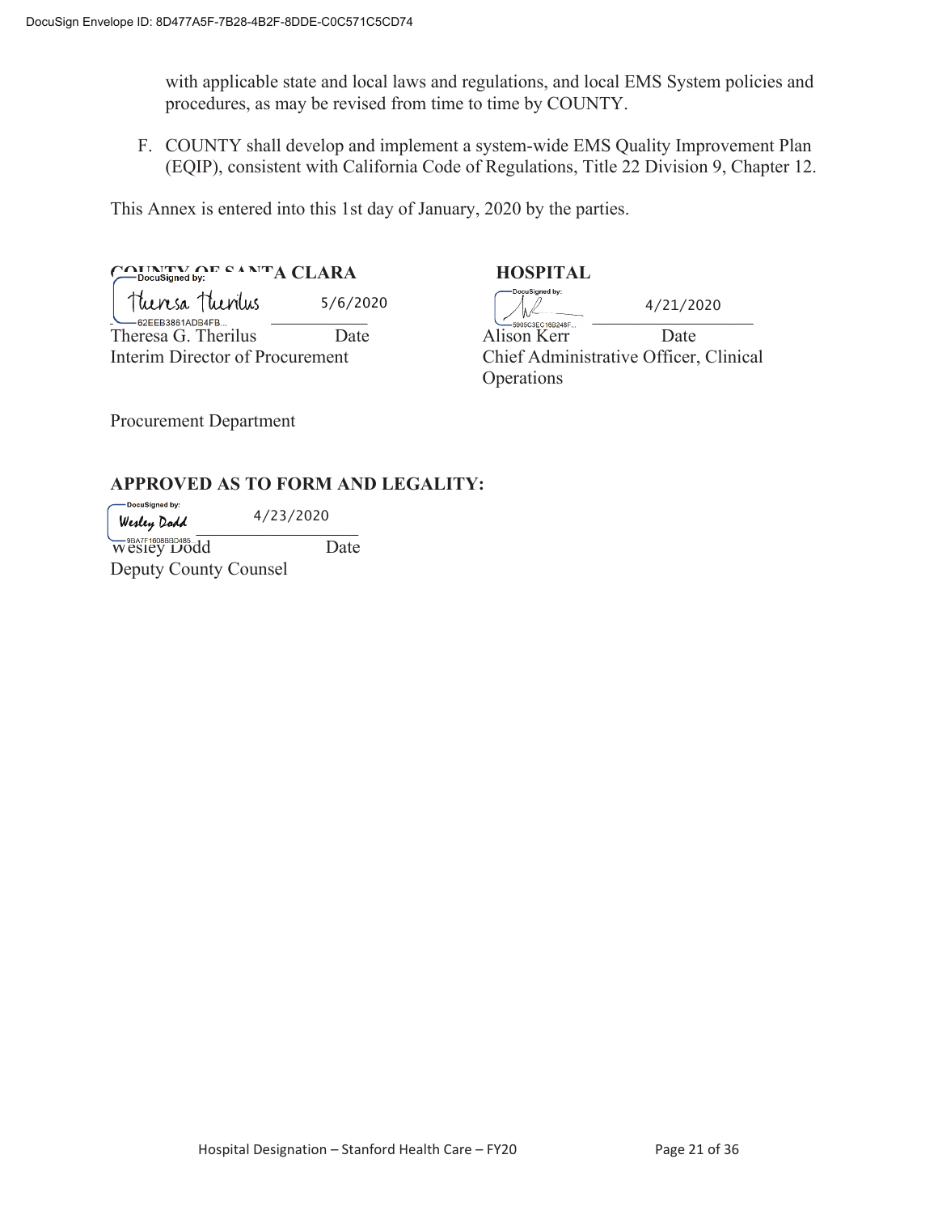with applicable state and local laws and regulations, and local EMS System policies and procedures, as may be revised from time to time by COUNTY.

F. COUNTY shall develop and implement a system-wide EMS Quality Improvement Plan (EQIP), consistent with California Code of Regulations, Title 22 Division 9, Chapter 12.

This Annex is entered into this 1st day of January, 2020 by the parties.

| **COUNTY OF SANTA CLARA** | | **HOSPITAL** | |
|---|---|---|---|
| Theresa Therilus | 5/6/2020 | | 4/21/2020 |
| Theresa G. Therilus | Date | Alison Kerr | Date |
| Interim Director of Procurement | | Chief Administrative Officer, Clinical Operations | |

Procurement Department

**APPROVED AS TO FORM AND LEGALITY:**

Wesley Dodd 4/23/2020

Wesley Dodd Date

Deputy County Counsel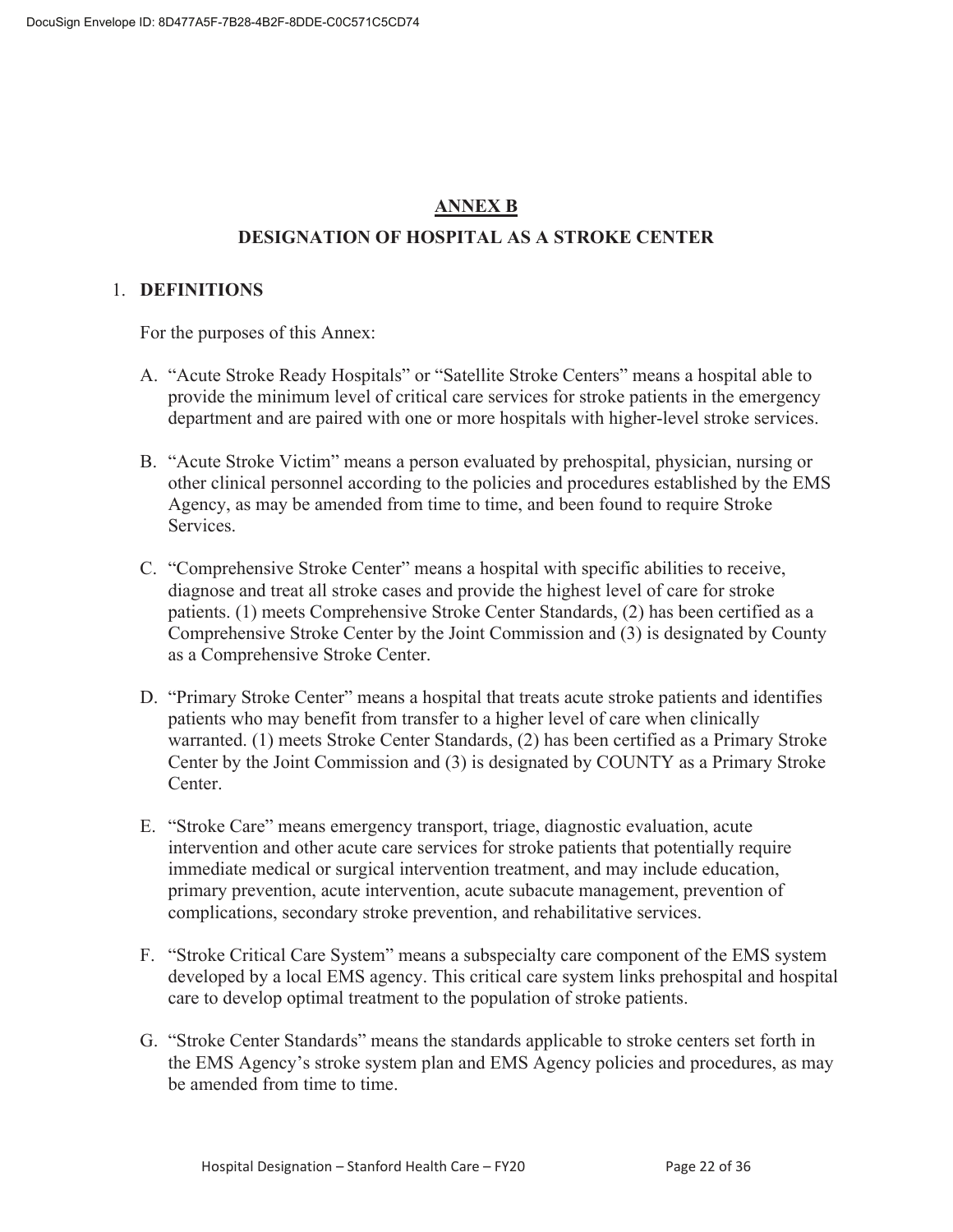## ANNEX B

## DESIGNATION OF HOSPITAL AS A STROKE CENTER

1. **DEFINITIONS**

   For the purposes of this Annex:

   A. "Acute Stroke Ready Hospitals" or "Satellite Stroke Centers" means a hospital able to provide the minimum level of critical care services for stroke patients in the emergency department and are paired with one or more hospitals with higher-level stroke services.

   B. "Acute Stroke Victim" means a person evaluated by prehospital, physician, nursing or other clinical personnel according to the policies and procedures established by the EMS Agency, as may be amended from time to time, and been found to require Stroke Services.

   C. "Comprehensive Stroke Center" means a hospital with specific abilities to receive, diagnose and treat all stroke cases and provide the highest level of care for stroke patients. (1) meets Comprehensive Stroke Center Standards, (2) has been certified as a Comprehensive Stroke Center by the Joint Commission and (3) is designated by County as a Comprehensive Stroke Center.

   D. "Primary Stroke Center" means a hospital that treats acute stroke patients and identifies patients who may benefit from transfer to a higher level of care when clinically warranted. (1) meets Stroke Center Standards, (2) has been certified as a Primary Stroke Center by the Joint Commission and (3) is designated by COUNTY as a Primary Stroke Center.

   E. "Stroke Care" means emergency transport, triage, diagnostic evaluation, acute intervention and other acute care services for stroke patients that potentially require immediate medical or surgical intervention treatment, and may include education, primary prevention, acute intervention, acute subacute management, prevention of complications, secondary stroke prevention, and rehabilitative services.

   F. "Stroke Critical Care System" means a subspecialty care component of the EMS system developed by a local EMS agency. This critical care system links prehospital and hospital care to develop optimal treatment to the population of stroke patients.

   G. "Stroke Center Standards" means the standards applicable to stroke centers set forth in the EMS Agency's stroke system plan and EMS Agency policies and procedures, as may be amended from time to time.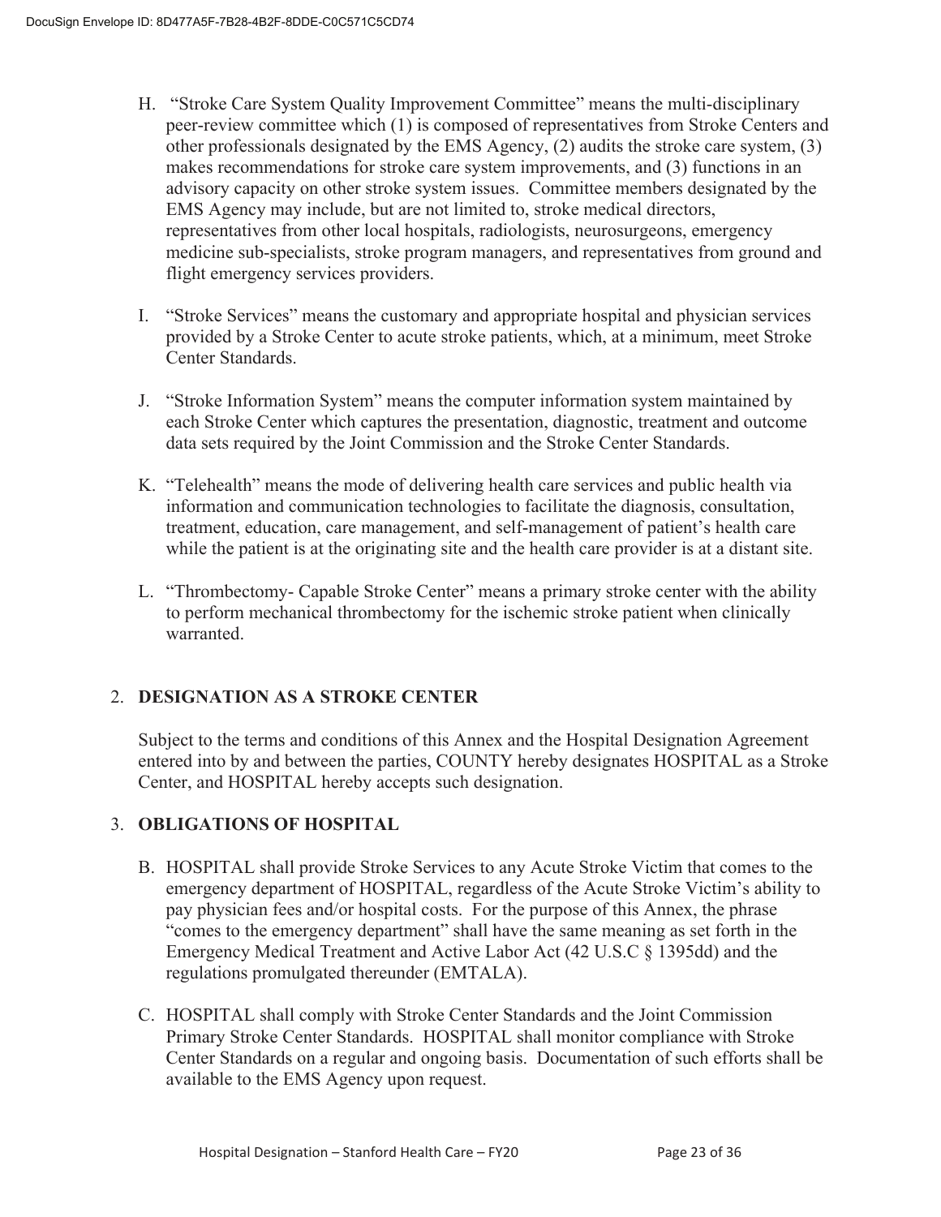H. "Stroke Care System Quality Improvement Committee" means the multi-disciplinary peer-review committee which (1) is composed of representatives from Stroke Centers and other professionals designated by the EMS Agency, (2) audits the stroke care system, (3) makes recommendations for stroke care system improvements, and (3) functions in an advisory capacity on other stroke system issues. Committee members designated by the EMS Agency may include, but are not limited to, stroke medical directors, representatives from other local hospitals, radiologists, neurosurgeons, emergency medicine sub-specialists, stroke program managers, and representatives from ground and flight emergency services providers.

I. "Stroke Services" means the customary and appropriate hospital and physician services provided by a Stroke Center to acute stroke patients, which, at a minimum, meet Stroke Center Standards.

J. "Stroke Information System" means the computer information system maintained by each Stroke Center which captures the presentation, diagnostic, treatment and outcome data sets required by the Joint Commission and the Stroke Center Standards.

K. "Telehealth" means the mode of delivering health care services and public health via information and communication technologies to facilitate the diagnosis, consultation, treatment, education, care management, and self-management of patient's health care while the patient is at the originating site and the health care provider is at a distant site.

L. "Thrombectomy- Capable Stroke Center" means a primary stroke center with the ability to perform mechanical thrombectomy for the ischemic stroke patient when clinically warranted.

## 2. DESIGNATION AS A STROKE CENTER

Subject to the terms and conditions of this Annex and the Hospital Designation Agreement entered into by and between the parties, COUNTY hereby designates HOSPITAL as a Stroke Center, and HOSPITAL hereby accepts such designation.

## 3. OBLIGATIONS OF HOSPITAL

B. HOSPITAL shall provide Stroke Services to any Acute Stroke Victim that comes to the emergency department of HOSPITAL, regardless of the Acute Stroke Victim's ability to pay physician fees and/or hospital costs. For the purpose of this Annex, the phrase "comes to the emergency department" shall have the same meaning as set forth in the Emergency Medical Treatment and Active Labor Act (42 U.S.C § 1395dd) and the regulations promulgated thereunder (EMTALA).

C. HOSPITAL shall comply with Stroke Center Standards and the Joint Commission Primary Stroke Center Standards. HOSPITAL shall monitor compliance with Stroke Center Standards on a regular and ongoing basis. Documentation of such efforts shall be available to the EMS Agency upon request.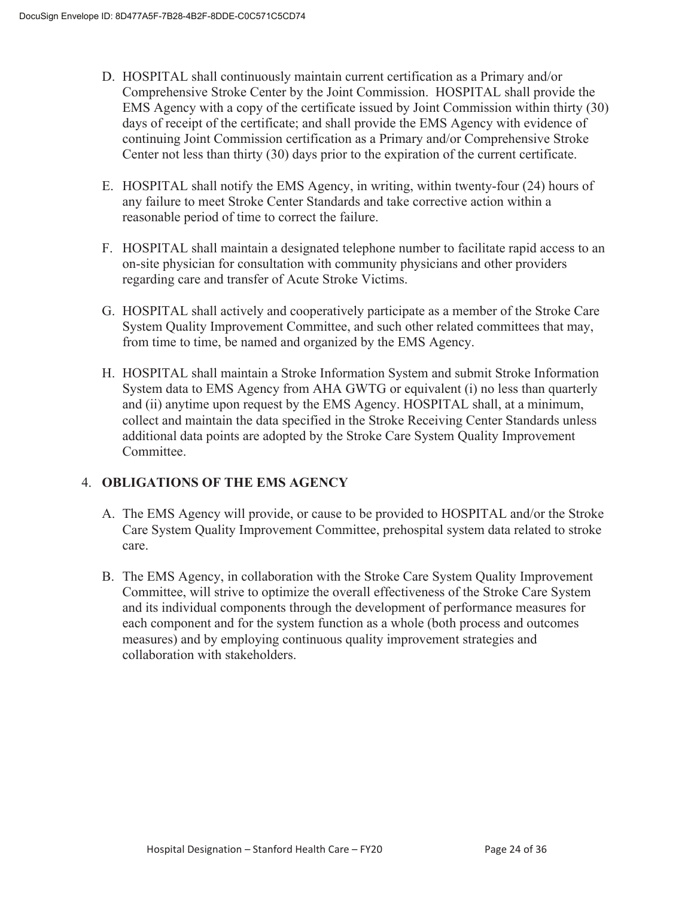D. HOSPITAL shall continuously maintain current certification as a Primary and/or Comprehensive Stroke Center by the Joint Commission. HOSPITAL shall provide the EMS Agency with a copy of the certificate issued by Joint Commission within thirty (30) days of receipt of the certificate; and shall provide the EMS Agency with evidence of continuing Joint Commission certification as a Primary and/or Comprehensive Stroke Center not less than thirty (30) days prior to the expiration of the current certificate.

E. HOSPITAL shall notify the EMS Agency, in writing, within twenty-four (24) hours of any failure to meet Stroke Center Standards and take corrective action within a reasonable period of time to correct the failure.

F. HOSPITAL shall maintain a designated telephone number to facilitate rapid access to an on-site physician for consultation with community physicians and other providers regarding care and transfer of Acute Stroke Victims.

G. HOSPITAL shall actively and cooperatively participate as a member of the Stroke Care System Quality Improvement Committee, and such other related committees that may, from time to time, be named and organized by the EMS Agency.

H. HOSPITAL shall maintain a Stroke Information System and submit Stroke Information System data to EMS Agency from AHA GWTG or equivalent (i) no less than quarterly and (ii) anytime upon request by the EMS Agency. HOSPITAL shall, at a minimum, collect and maintain the data specified in the Stroke Receiving Center Standards unless additional data points are adopted by the Stroke Care System Quality Improvement Committee.

4. **OBLIGATIONS OF THE EMS AGENCY**

A. The EMS Agency will provide, or cause to be provided to HOSPITAL and/or the Stroke Care System Quality Improvement Committee, prehospital system data related to stroke care.

B. The EMS Agency, in collaboration with the Stroke Care System Quality Improvement Committee, will strive to optimize the overall effectiveness of the Stroke Care System and its individual components through the development of performance measures for each component and for the system function as a whole (both process and outcomes measures) and by employing continuous quality improvement strategies and collaboration with stakeholders.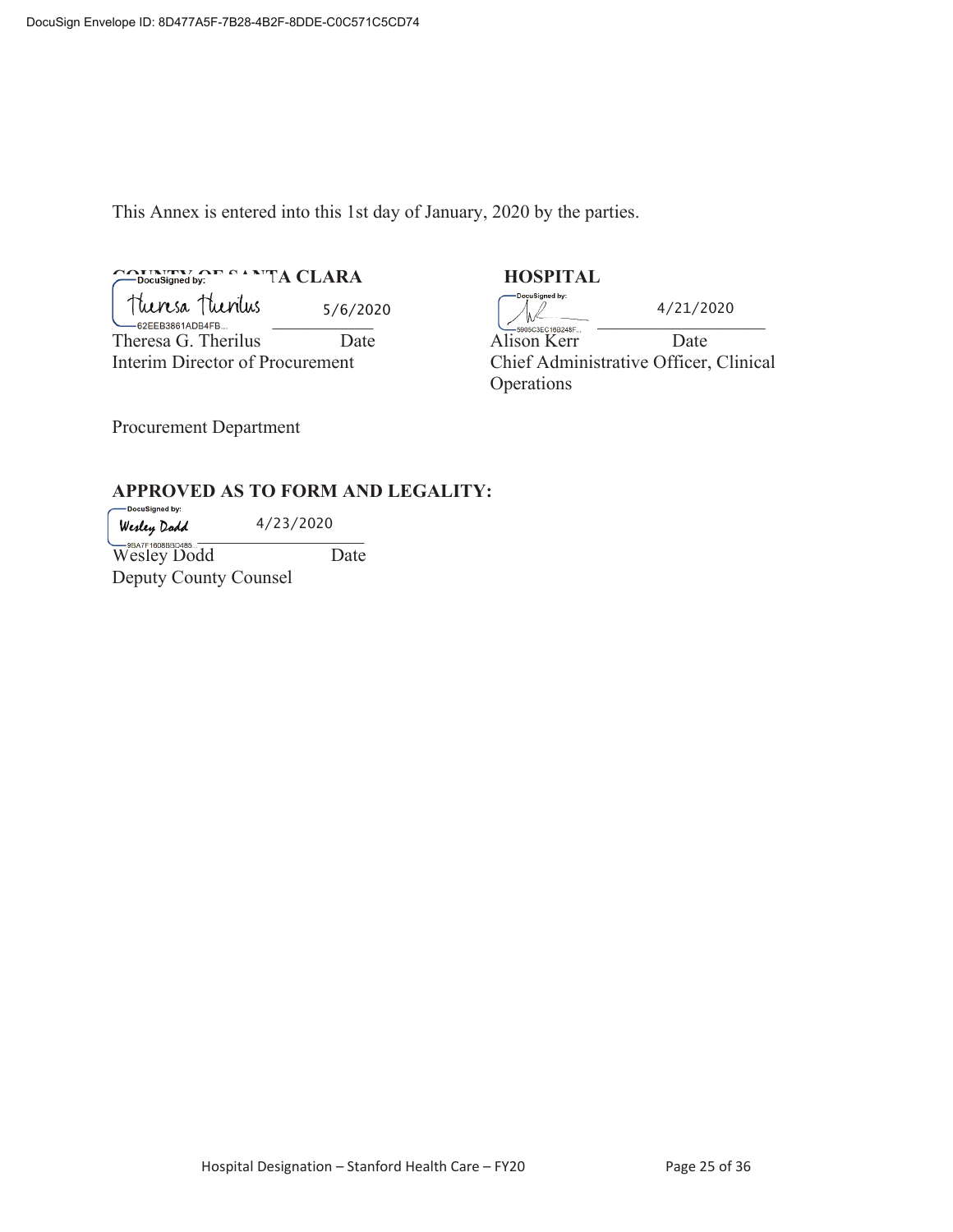This Annex is entered into this 1st day of January, 2020 by the parties.

**COUNTY OF SANTA CLARA**

DocuSigned by: Theresa Therilus — 5/6/2020

Theresa G. Therilus — Date
Interim Director of Procurement

Procurement Department

**HOSPITAL**

DocuSigned by: — 4/21/2020

Alison Kerr — Date
Chief Administrative Officer, Clinical Operations

**APPROVED AS TO FORM AND LEGALITY:**

DocuSigned by: Wesley Dodd — 4/23/2020

Wesley Dodd — Date
Deputy County Counsel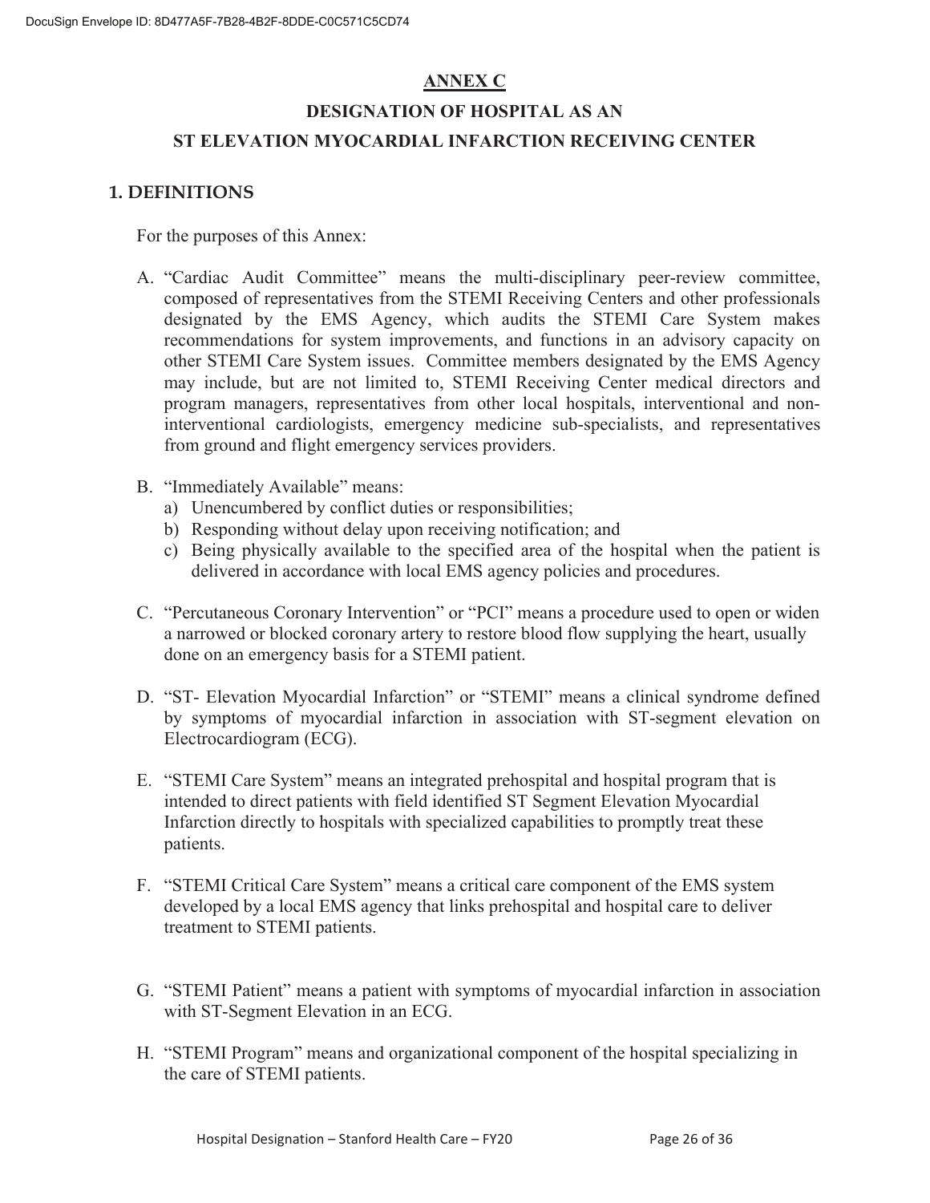# ANNEX C

## DESIGNATION OF HOSPITAL AS AN ST ELEVATION MYOCARDIAL INFARCTION RECEIVING CENTER

### 1. DEFINITIONS

For the purposes of this Annex:

A. "Cardiac Audit Committee" means the multi-disciplinary peer-review committee, composed of representatives from the STEMI Receiving Centers and other professionals designated by the EMS Agency, which audits the STEMI Care System makes recommendations for system improvements, and functions in an advisory capacity on other STEMI Care System issues. Committee members designated by the EMS Agency may include, but are not limited to, STEMI Receiving Center medical directors and program managers, representatives from other local hospitals, interventional and non-interventional cardiologists, emergency medicine sub-specialists, and representatives from ground and flight emergency services providers.

B. "Immediately Available" means:
   a) Unencumbered by conflict duties or responsibilities;
   b) Responding without delay upon receiving notification; and
   c) Being physically available to the specified area of the hospital when the patient is delivered in accordance with local EMS agency policies and procedures.

C. "Percutaneous Coronary Intervention" or "PCI" means a procedure used to open or widen a narrowed or blocked coronary artery to restore blood flow supplying the heart, usually done on an emergency basis for a STEMI patient.

D. "ST- Elevation Myocardial Infarction" or "STEMI" means a clinical syndrome defined by symptoms of myocardial infarction in association with ST-segment elevation on Electrocardiogram (ECG).

E. "STEMI Care System" means an integrated prehospital and hospital program that is intended to direct patients with field identified ST Segment Elevation Myocardial Infarction directly to hospitals with specialized capabilities to promptly treat these patients.

F. "STEMI Critical Care System" means a critical care component of the EMS system developed by a local EMS agency that links prehospital and hospital care to deliver treatment to STEMI patients.

G. "STEMI Patient" means a patient with symptoms of myocardial infarction in association with ST-Segment Elevation in an ECG.

H. "STEMI Program" means and organizational component of the hospital specializing in the care of STEMI patients.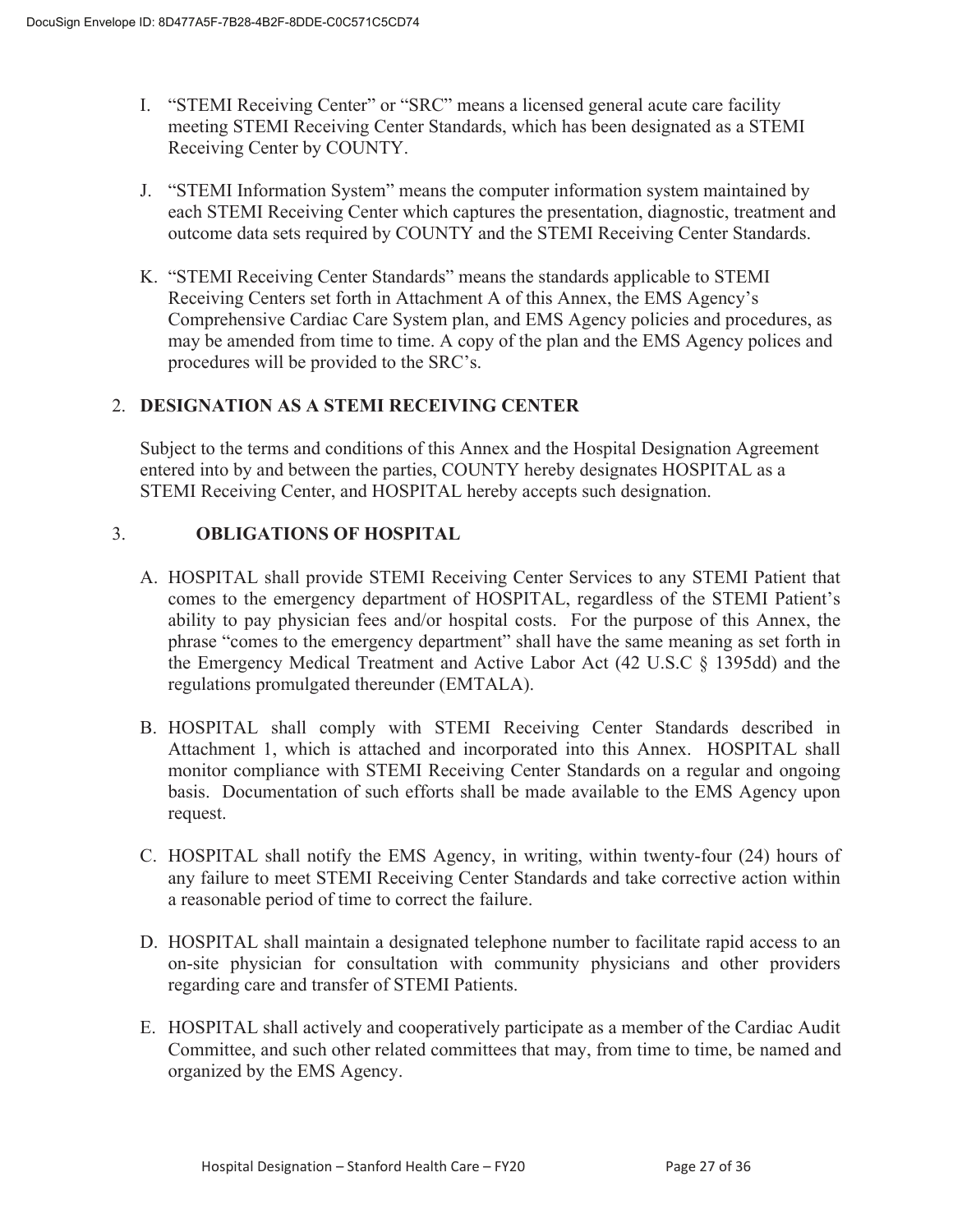I. "STEMI Receiving Center" or "SRC" means a licensed general acute care facility meeting STEMI Receiving Center Standards, which has been designated as a STEMI Receiving Center by COUNTY.

J. "STEMI Information System" means the computer information system maintained by each STEMI Receiving Center which captures the presentation, diagnostic, treatment and outcome data sets required by COUNTY and the STEMI Receiving Center Standards.

K. "STEMI Receiving Center Standards" means the standards applicable to STEMI Receiving Centers set forth in Attachment A of this Annex, the EMS Agency's Comprehensive Cardiac Care System plan, and EMS Agency policies and procedures, as may be amended from time to time. A copy of the plan and the EMS Agency polices and procedures will be provided to the SRC's.

## 2. DESIGNATION AS A STEMI RECEIVING CENTER

Subject to the terms and conditions of this Annex and the Hospital Designation Agreement entered into by and between the parties, COUNTY hereby designates HOSPITAL as a STEMI Receiving Center, and HOSPITAL hereby accepts such designation.

## 3. OBLIGATIONS OF HOSPITAL

A. HOSPITAL shall provide STEMI Receiving Center Services to any STEMI Patient that comes to the emergency department of HOSPITAL, regardless of the STEMI Patient's ability to pay physician fees and/or hospital costs. For the purpose of this Annex, the phrase "comes to the emergency department" shall have the same meaning as set forth in the Emergency Medical Treatment and Active Labor Act (42 U.S.C § 1395dd) and the regulations promulgated thereunder (EMTALA).

B. HOSPITAL shall comply with STEMI Receiving Center Standards described in Attachment 1, which is attached and incorporated into this Annex. HOSPITAL shall monitor compliance with STEMI Receiving Center Standards on a regular and ongoing basis. Documentation of such efforts shall be made available to the EMS Agency upon request.

C. HOSPITAL shall notify the EMS Agency, in writing, within twenty-four (24) hours of any failure to meet STEMI Receiving Center Standards and take corrective action within a reasonable period of time to correct the failure.

D. HOSPITAL shall maintain a designated telephone number to facilitate rapid access to an on-site physician for consultation with community physicians and other providers regarding care and transfer of STEMI Patients.

E. HOSPITAL shall actively and cooperatively participate as a member of the Cardiac Audit Committee, and such other related committees that may, from time to time, be named and organized by the EMS Agency.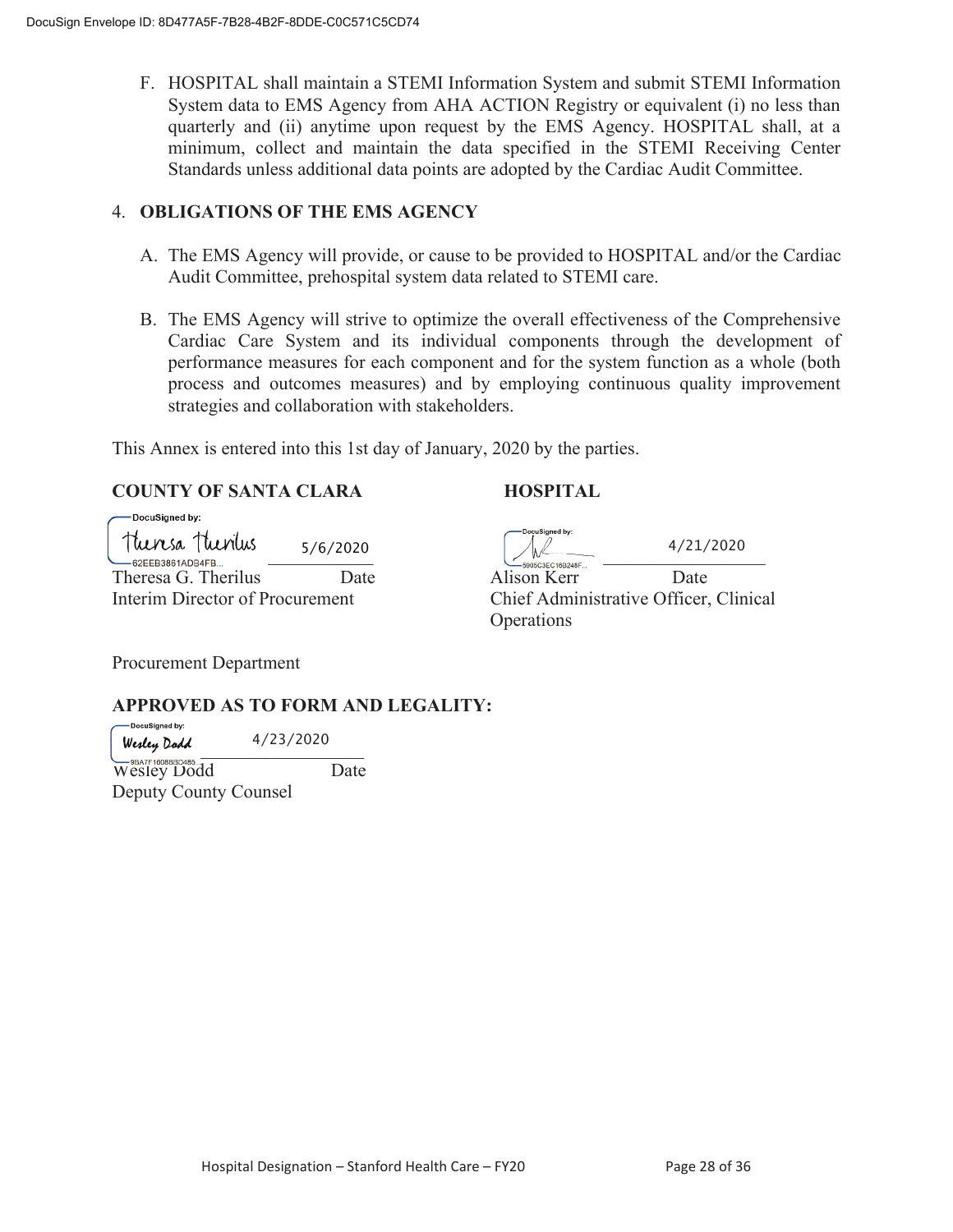F. HOSPITAL shall maintain a STEMI Information System and submit STEMI Information System data to EMS Agency from AHA ACTION Registry or equivalent (i) no less than quarterly and (ii) anytime upon request by the EMS Agency. HOSPITAL shall, at a minimum, collect and maintain the data specified in the STEMI Receiving Center Standards unless additional data points are adopted by the Cardiac Audit Committee.

## 4. OBLIGATIONS OF THE EMS AGENCY

A. The EMS Agency will provide, or cause to be provided to HOSPITAL and/or the Cardiac Audit Committee, prehospital system data related to STEMI care.

B. The EMS Agency will strive to optimize the overall effectiveness of the Comprehensive Cardiac Care System and its individual components through the development of performance measures for each component and for the system function as a whole (both process and outcomes measures) and by employing continuous quality improvement strategies and collaboration with stakeholders.

This Annex is entered into this 1st day of January, 2020 by the parties.

**COUNTY OF SANTA CLARA**

DocuSigned by: Theresa Therilus — 62EEB3861ADB4FB... — 5/6/2020

Theresa G. Therilus — Date
Interim Director of Procurement

Procurement Department

**HOSPITAL**

DocuSigned by: 5905C3EC16B248F... — 4/21/2020

Alison Kerr — Date
Chief Administrative Officer, Clinical Operations

**APPROVED AS TO FORM AND LEGALITY:**

DocuSigned by: Wesley Dodd — 9BA7F1608BBD483... — 4/23/2020

Wesley Dodd — Date
Deputy County Counsel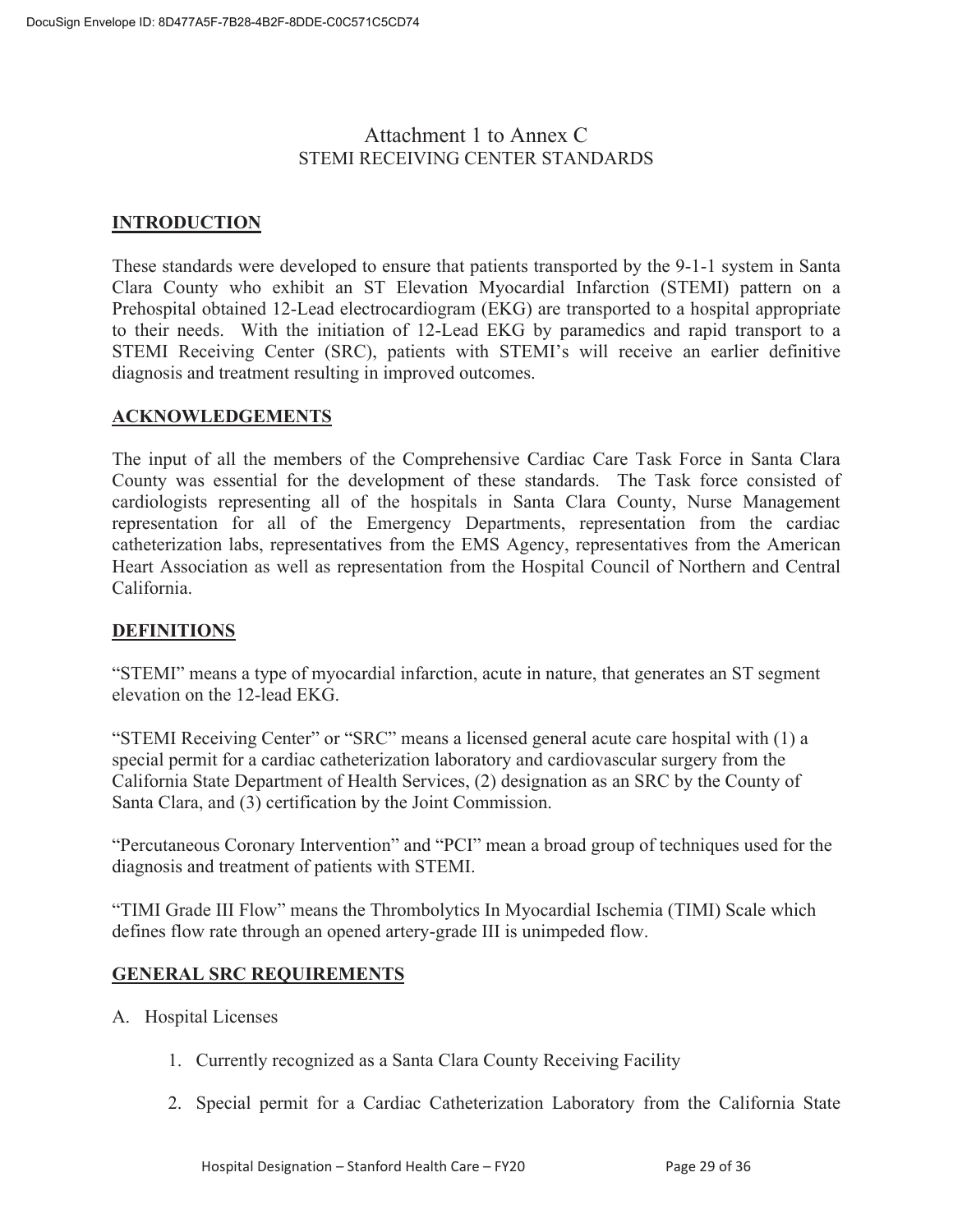# Attachment 1 to Annex C

## STEMI RECEIVING CENTER STANDARDS

**INTRODUCTION**

These standards were developed to ensure that patients transported by the 9-1-1 system in Santa Clara County who exhibit an ST Elevation Myocardial Infarction (STEMI) pattern on a Prehospital obtained 12-Lead electrocardiogram (EKG) are transported to a hospital appropriate to their needs. With the initiation of 12-Lead EKG by paramedics and rapid transport to a STEMI Receiving Center (SRC), patients with STEMI's will receive an earlier definitive diagnosis and treatment resulting in improved outcomes.

**ACKNOWLEDGEMENTS**

The input of all the members of the Comprehensive Cardiac Care Task Force in Santa Clara County was essential for the development of these standards. The Task force consisted of cardiologists representing all of the hospitals in Santa Clara County, Nurse Management representation for all of the Emergency Departments, representation from the cardiac catheterization labs, representatives from the EMS Agency, representatives from the American Heart Association as well as representation from the Hospital Council of Northern and Central California.

**DEFINITIONS**

"STEMI" means a type of myocardial infarction, acute in nature, that generates an ST segment elevation on the 12-lead EKG.

"STEMI Receiving Center" or "SRC" means a licensed general acute care hospital with (1) a special permit for a cardiac catheterization laboratory and cardiovascular surgery from the California State Department of Health Services, (2) designation as an SRC by the County of Santa Clara, and (3) certification by the Joint Commission.

"Percutaneous Coronary Intervention" and "PCI" mean a broad group of techniques used for the diagnosis and treatment of patients with STEMI.

"TIMI Grade III Flow" means the Thrombolytics In Myocardial Ischemia (TIMI) Scale which defines flow rate through an opened artery-grade III is unimpeded flow.

**GENERAL SRC REQUIREMENTS**

A. Hospital Licenses

1. Currently recognized as a Santa Clara County Receiving Facility
2. Special permit for a Cardiac Catheterization Laboratory from the California State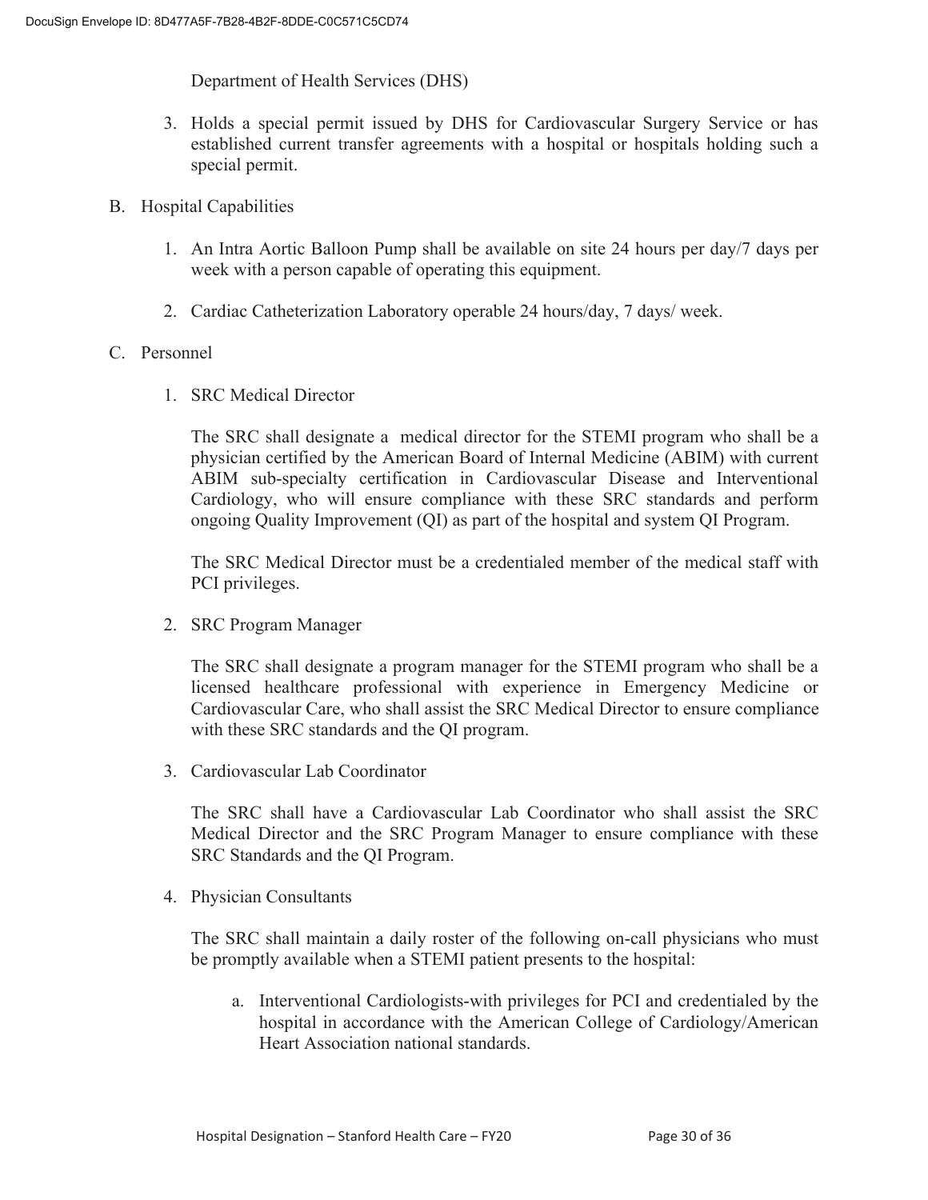Department of Health Services (DHS)

3. Holds a special permit issued by DHS for Cardiovascular Surgery Service or has established current transfer agreements with a hospital or hospitals holding such a special permit.

B. Hospital Capabilities

1. An Intra Aortic Balloon Pump shall be available on site 24 hours per day/7 days per week with a person capable of operating this equipment.

2. Cardiac Catheterization Laboratory operable 24 hours/day, 7 days/ week.

C. Personnel

1. SRC Medical Director

   The SRC shall designate a medical director for the STEMI program who shall be a physician certified by the American Board of Internal Medicine (ABIM) with current ABIM sub-specialty certification in Cardiovascular Disease and Interventional Cardiology, who will ensure compliance with these SRC standards and perform ongoing Quality Improvement (QI) as part of the hospital and system QI Program.

   The SRC Medical Director must be a credentialed member of the medical staff with PCI privileges.

2. SRC Program Manager

   The SRC shall designate a program manager for the STEMI program who shall be a licensed healthcare professional with experience in Emergency Medicine or Cardiovascular Care, who shall assist the SRC Medical Director to ensure compliance with these SRC standards and the QI program.

3. Cardiovascular Lab Coordinator

   The SRC shall have a Cardiovascular Lab Coordinator who shall assist the SRC Medical Director and the SRC Program Manager to ensure compliance with these SRC Standards and the QI Program.

4. Physician Consultants

   The SRC shall maintain a daily roster of the following on-call physicians who must be promptly available when a STEMI patient presents to the hospital:

   a. Interventional Cardiologists-with privileges for PCI and credentialed by the hospital in accordance with the American College of Cardiology/American Heart Association national standards.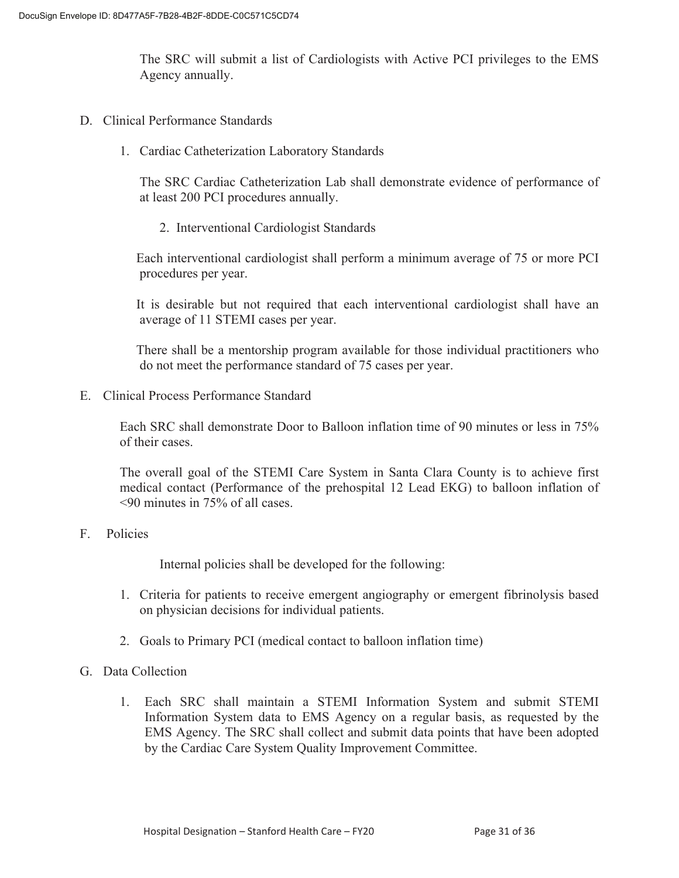The SRC will submit a list of Cardiologists with Active PCI privileges to the EMS Agency annually.

D. Clinical Performance Standards

1. Cardiac Catheterization Laboratory Standards

   The SRC Cardiac Catheterization Lab shall demonstrate evidence of performance of at least 200 PCI procedures annually.

2. Interventional Cardiologist Standards

   Each interventional cardiologist shall perform a minimum average of 75 or more PCI procedures per year.

   It is desirable but not required that each interventional cardiologist shall have an average of 11 STEMI cases per year.

   There shall be a mentorship program available for those individual practitioners who do not meet the performance standard of 75 cases per year.

E. Clinical Process Performance Standard

Each SRC shall demonstrate Door to Balloon inflation time of 90 minutes or less in 75% of their cases.

The overall goal of the STEMI Care System in Santa Clara County is to achieve first medical contact (Performance of the prehospital 12 Lead EKG) to balloon inflation of <90 minutes in 75% of all cases.

F. Policies

Internal policies shall be developed for the following:

1. Criteria for patients to receive emergent angiography or emergent fibrinolysis based on physician decisions for individual patients.
2. Goals to Primary PCI (medical contact to balloon inflation time)

G. Data Collection

1. Each SRC shall maintain a STEMI Information System and submit STEMI Information System data to EMS Agency on a regular basis, as requested by the EMS Agency. The SRC shall collect and submit data points that have been adopted by the Cardiac Care System Quality Improvement Committee.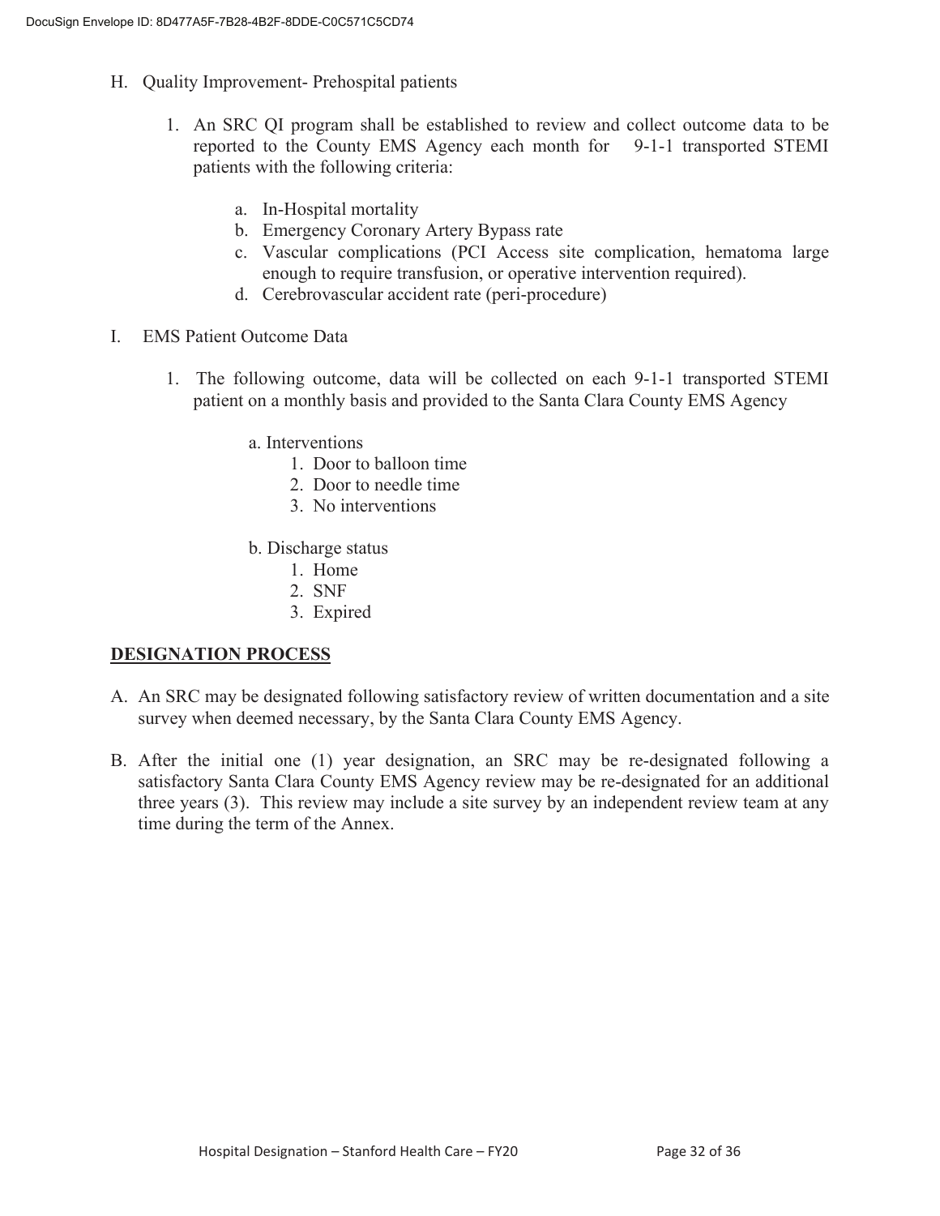H. Quality Improvement- Prehospital patients

1. An SRC QI program shall be established to review and collect outcome data to be reported to the County EMS Agency each month for 9-1-1 transported STEMI patients with the following criteria:

    a. In-Hospital mortality
    b. Emergency Coronary Artery Bypass rate
    c. Vascular complications (PCI Access site complication, hematoma large enough to require transfusion, or operative intervention required).
    d. Cerebrovascular accident rate (peri-procedure)

I. EMS Patient Outcome Data

1. The following outcome, data will be collected on each 9-1-1 transported STEMI patient on a monthly basis and provided to the Santa Clara County EMS Agency

    a. Interventions
        1. Door to balloon time
        2. Door to needle time
        3. No interventions

    b. Discharge status
        1. Home
        2. SNF
        3. Expired

## DESIGNATION PROCESS

A. An SRC may be designated following satisfactory review of written documentation and a site survey when deemed necessary, by the Santa Clara County EMS Agency.

B. After the initial one (1) year designation, an SRC may be re-designated following a satisfactory Santa Clara County EMS Agency review may be re-designated for an additional three years (3). This review may include a site survey by an independent review team at any time during the term of the Annex.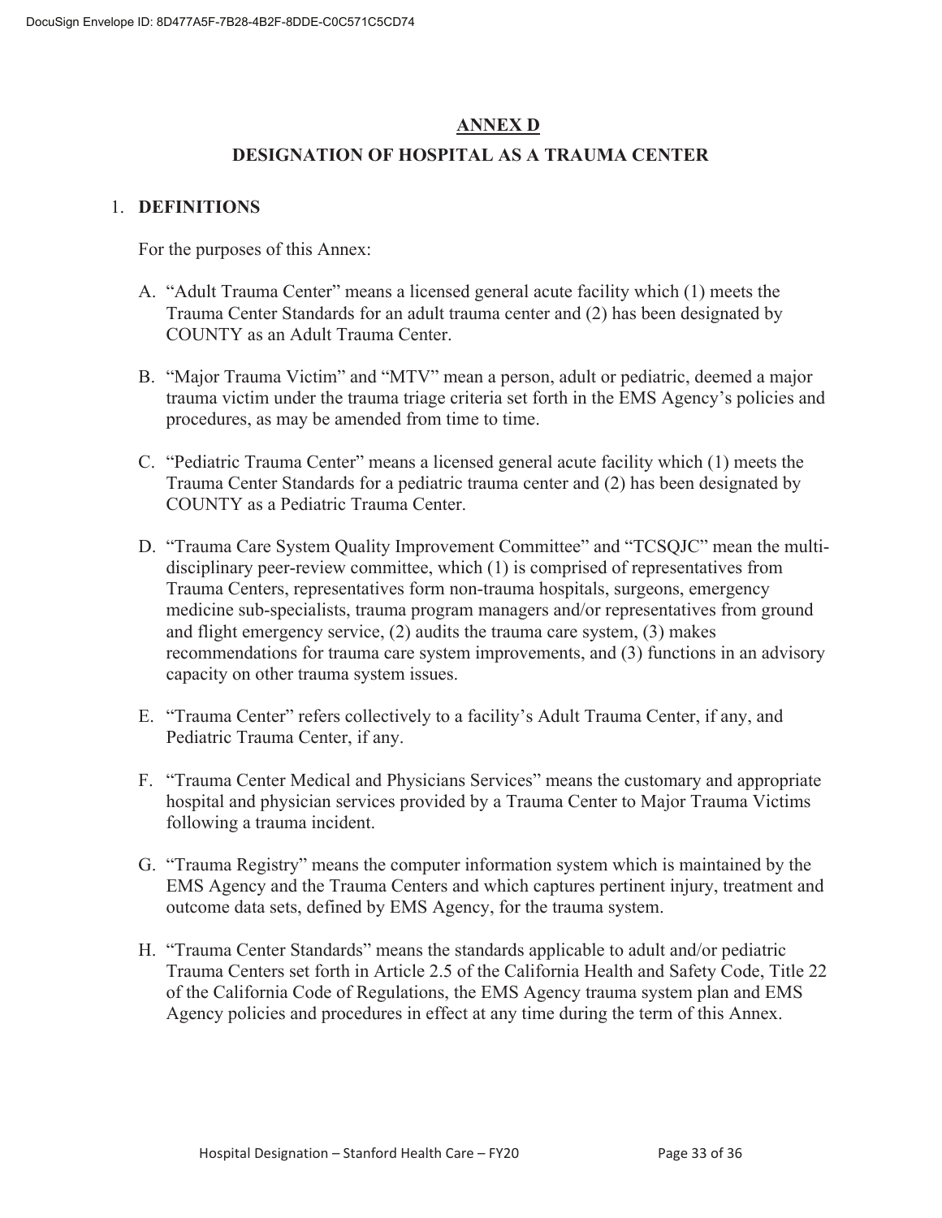## ANNEX D

## DESIGNATION OF HOSPITAL AS A TRAUMA CENTER

1. **DEFINITIONS**

   For the purposes of this Annex:

   A. "Adult Trauma Center" means a licensed general acute facility which (1) meets the Trauma Center Standards for an adult trauma center and (2) has been designated by COUNTY as an Adult Trauma Center.

   B. "Major Trauma Victim" and "MTV" mean a person, adult or pediatric, deemed a major trauma victim under the trauma triage criteria set forth in the EMS Agency's policies and procedures, as may be amended from time to time.

   C. "Pediatric Trauma Center" means a licensed general acute facility which (1) meets the Trauma Center Standards for a pediatric trauma center and (2) has been designated by COUNTY as a Pediatric Trauma Center.

   D. "Trauma Care System Quality Improvement Committee" and "TCSQJC" mean the multi-disciplinary peer-review committee, which (1) is comprised of representatives from Trauma Centers, representatives form non-trauma hospitals, surgeons, emergency medicine sub-specialists, trauma program managers and/or representatives from ground and flight emergency service, (2) audits the trauma care system, (3) makes recommendations for trauma care system improvements, and (3) functions in an advisory capacity on other trauma system issues.

   E. "Trauma Center" refers collectively to a facility's Adult Trauma Center, if any, and Pediatric Trauma Center, if any.

   F. "Trauma Center Medical and Physicians Services" means the customary and appropriate hospital and physician services provided by a Trauma Center to Major Trauma Victims following a trauma incident.

   G. "Trauma Registry" means the computer information system which is maintained by the EMS Agency and the Trauma Centers and which captures pertinent injury, treatment and outcome data sets, defined by EMS Agency, for the trauma system.

   H. "Trauma Center Standards" means the standards applicable to adult and/or pediatric Trauma Centers set forth in Article 2.5 of the California Health and Safety Code, Title 22 of the California Code of Regulations, the EMS Agency trauma system plan and EMS Agency policies and procedures in effect at any time during the term of this Annex.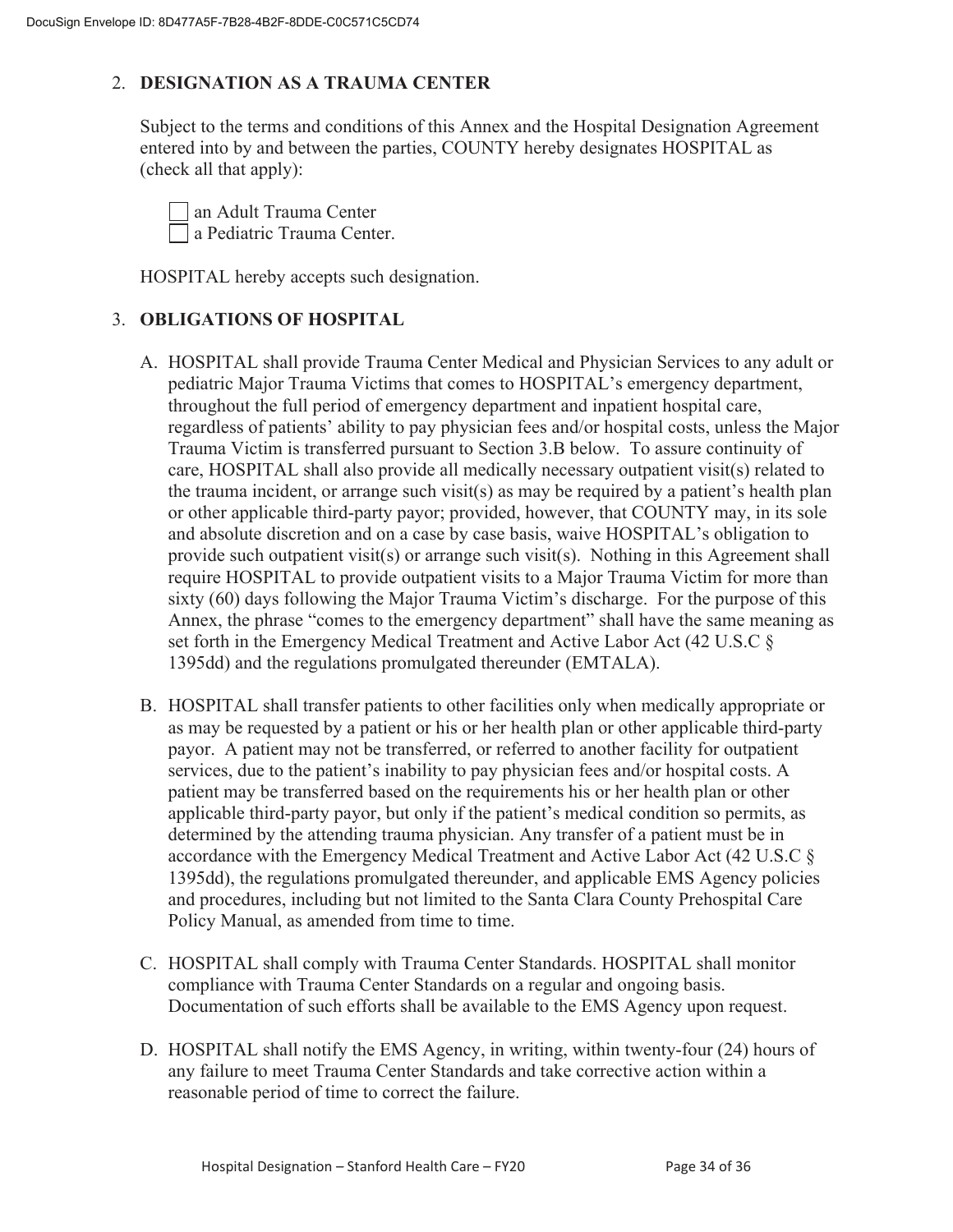## 2. DESIGNATION AS A TRAUMA CENTER

Subject to the terms and conditions of this Annex and the Hospital Designation Agreement entered into by and between the parties, COUNTY hereby designates HOSPITAL as (check all that apply):

☐ an Adult Trauma Center
☐ a Pediatric Trauma Center.

HOSPITAL hereby accepts such designation.

## 3. OBLIGATIONS OF HOSPITAL

A. HOSPITAL shall provide Trauma Center Medical and Physician Services to any adult or pediatric Major Trauma Victims that comes to HOSPITAL's emergency department, throughout the full period of emergency department and inpatient hospital care, regardless of patients' ability to pay physician fees and/or hospital costs, unless the Major Trauma Victim is transferred pursuant to Section 3.B below. To assure continuity of care, HOSPITAL shall also provide all medically necessary outpatient visit(s) related to the trauma incident, or arrange such visit(s) as may be required by a patient's health plan or other applicable third-party payor; provided, however, that COUNTY may, in its sole and absolute discretion and on a case by case basis, waive HOSPITAL's obligation to provide such outpatient visit(s) or arrange such visit(s). Nothing in this Agreement shall require HOSPITAL to provide outpatient visits to a Major Trauma Victim for more than sixty (60) days following the Major Trauma Victim's discharge. For the purpose of this Annex, the phrase "comes to the emergency department" shall have the same meaning as set forth in the Emergency Medical Treatment and Active Labor Act (42 U.S.C § 1395dd) and the regulations promulgated thereunder (EMTALA).

B. HOSPITAL shall transfer patients to other facilities only when medically appropriate or as may be requested by a patient or his or her health plan or other applicable third-party payor. A patient may not be transferred, or referred to another facility for outpatient services, due to the patient's inability to pay physician fees and/or hospital costs. A patient may be transferred based on the requirements his or her health plan or other applicable third-party payor, but only if the patient's medical condition so permits, as determined by the attending trauma physician. Any transfer of a patient must be in accordance with the Emergency Medical Treatment and Active Labor Act (42 U.S.C § 1395dd), the regulations promulgated thereunder, and applicable EMS Agency policies and procedures, including but not limited to the Santa Clara County Prehospital Care Policy Manual, as amended from time to time.

C. HOSPITAL shall comply with Trauma Center Standards. HOSPITAL shall monitor compliance with Trauma Center Standards on a regular and ongoing basis. Documentation of such efforts shall be available to the EMS Agency upon request.

D. HOSPITAL shall notify the EMS Agency, in writing, within twenty-four (24) hours of any failure to meet Trauma Center Standards and take corrective action within a reasonable period of time to correct the failure.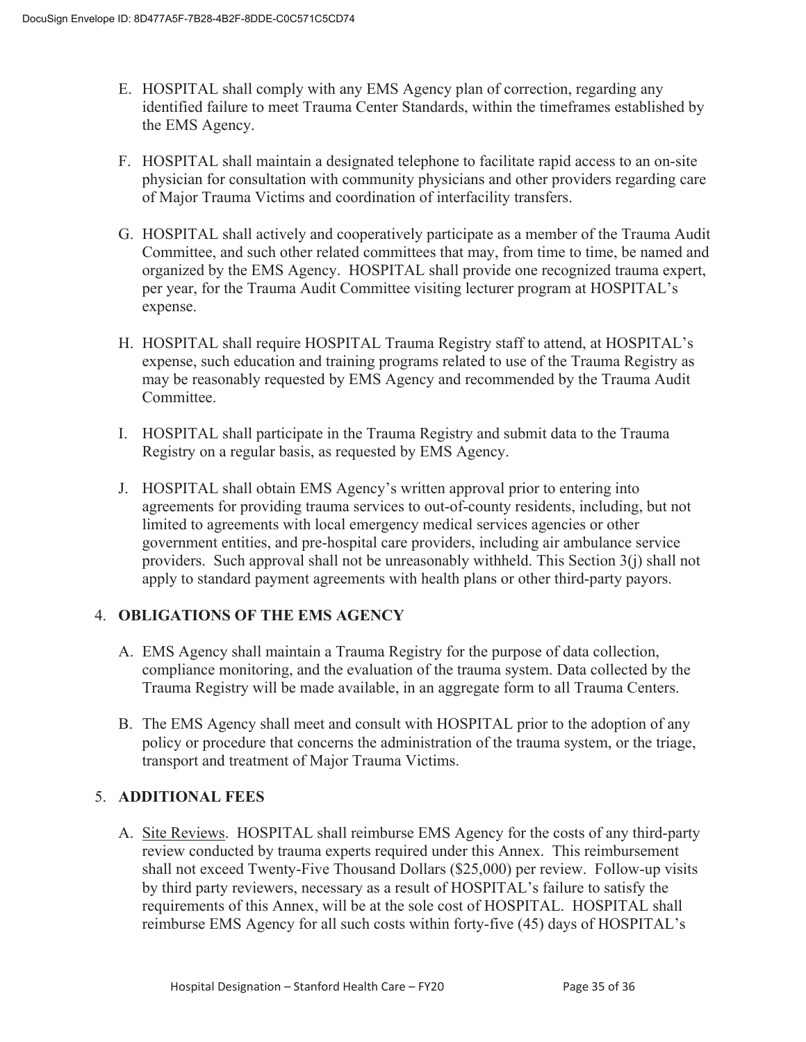E. HOSPITAL shall comply with any EMS Agency plan of correction, regarding any identified failure to meet Trauma Center Standards, within the timeframes established by the EMS Agency.

F. HOSPITAL shall maintain a designated telephone to facilitate rapid access to an on-site physician for consultation with community physicians and other providers regarding care of Major Trauma Victims and coordination of interfacility transfers.

G. HOSPITAL shall actively and cooperatively participate as a member of the Trauma Audit Committee, and such other related committees that may, from time to time, be named and organized by the EMS Agency. HOSPITAL shall provide one recognized trauma expert, per year, for the Trauma Audit Committee visiting lecturer program at HOSPITAL's expense.

H. HOSPITAL shall require HOSPITAL Trauma Registry staff to attend, at HOSPITAL's expense, such education and training programs related to use of the Trauma Registry as may be reasonably requested by EMS Agency and recommended by the Trauma Audit Committee.

I. HOSPITAL shall participate in the Trauma Registry and submit data to the Trauma Registry on a regular basis, as requested by EMS Agency.

J. HOSPITAL shall obtain EMS Agency's written approval prior to entering into agreements for providing trauma services to out-of-county residents, including, but not limited to agreements with local emergency medical services agencies or other government entities, and pre-hospital care providers, including air ambulance service providers. Such approval shall not be unreasonably withheld. This Section 3(j) shall not apply to standard payment agreements with health plans or other third-party payors.

4. **OBLIGATIONS OF THE EMS AGENCY**

A. EMS Agency shall maintain a Trauma Registry for the purpose of data collection, compliance monitoring, and the evaluation of the trauma system. Data collected by the Trauma Registry will be made available, in an aggregate form to all Trauma Centers.

B. The EMS Agency shall meet and consult with HOSPITAL prior to the adoption of any policy or procedure that concerns the administration of the trauma system, or the triage, transport and treatment of Major Trauma Victims.

5. **ADDITIONAL FEES**

A. Site Reviews. HOSPITAL shall reimburse EMS Agency for the costs of any third-party review conducted by trauma experts required under this Annex. This reimbursement shall not exceed Twenty-Five Thousand Dollars ($25,000) per review. Follow-up visits by third party reviewers, necessary as a result of HOSPITAL's failure to satisfy the requirements of this Annex, will be at the sole cost of HOSPITAL. HOSPITAL shall reimburse EMS Agency for all such costs within forty-five (45) days of HOSPITAL's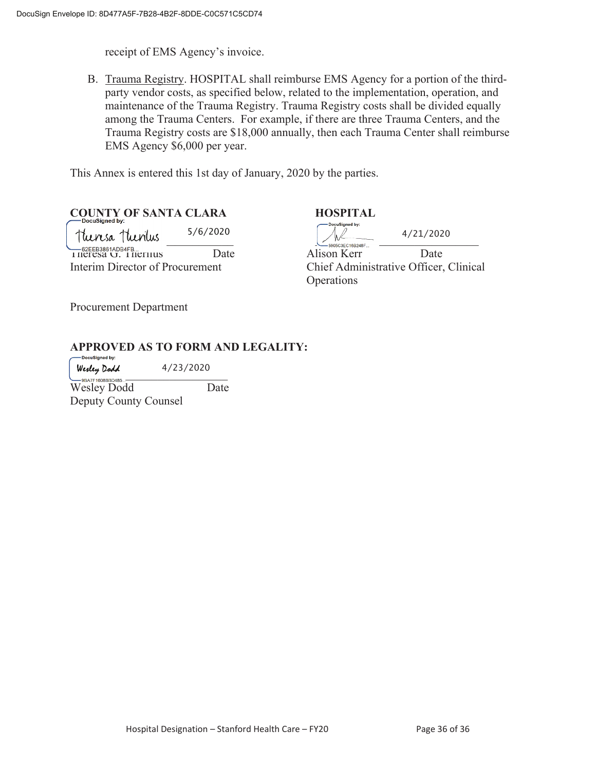receipt of EMS Agency's invoice.

B. <u>Trauma Registry</u>. HOSPITAL shall reimburse EMS Agency for a portion of the third-party vendor costs, as specified below, related to the implementation, operation, and maintenance of the Trauma Registry. Trauma Registry costs shall be divided equally among the Trauma Centers. For example, if there are three Trauma Centers, and the Trauma Registry costs are $18,000 annually, then each Trauma Center shall reimburse EMS Agency $6,000 per year.

This Annex is entered this 1st day of January, 2020 by the parties.

**COUNTY OF SANTA CLARA**

DocuSigned by: Theresa Therilus 5/6/2020
62EEB3861ADB4FB...
Theresa G. Therilus Date
Interim Director of Procurement

Procurement Department

**HOSPITAL**

DocuSigned by: 4/21/2020
5905C3EC16B248F...
Alison Kerr Date
Chief Administrative Officer, Clinical Operations

**APPROVED AS TO FORM AND LEGALITY:**

DocuSigned by: Wesley Dodd 4/23/2020
95A7F1608BBD485...
Wesley Dodd Date
Deputy County Counsel